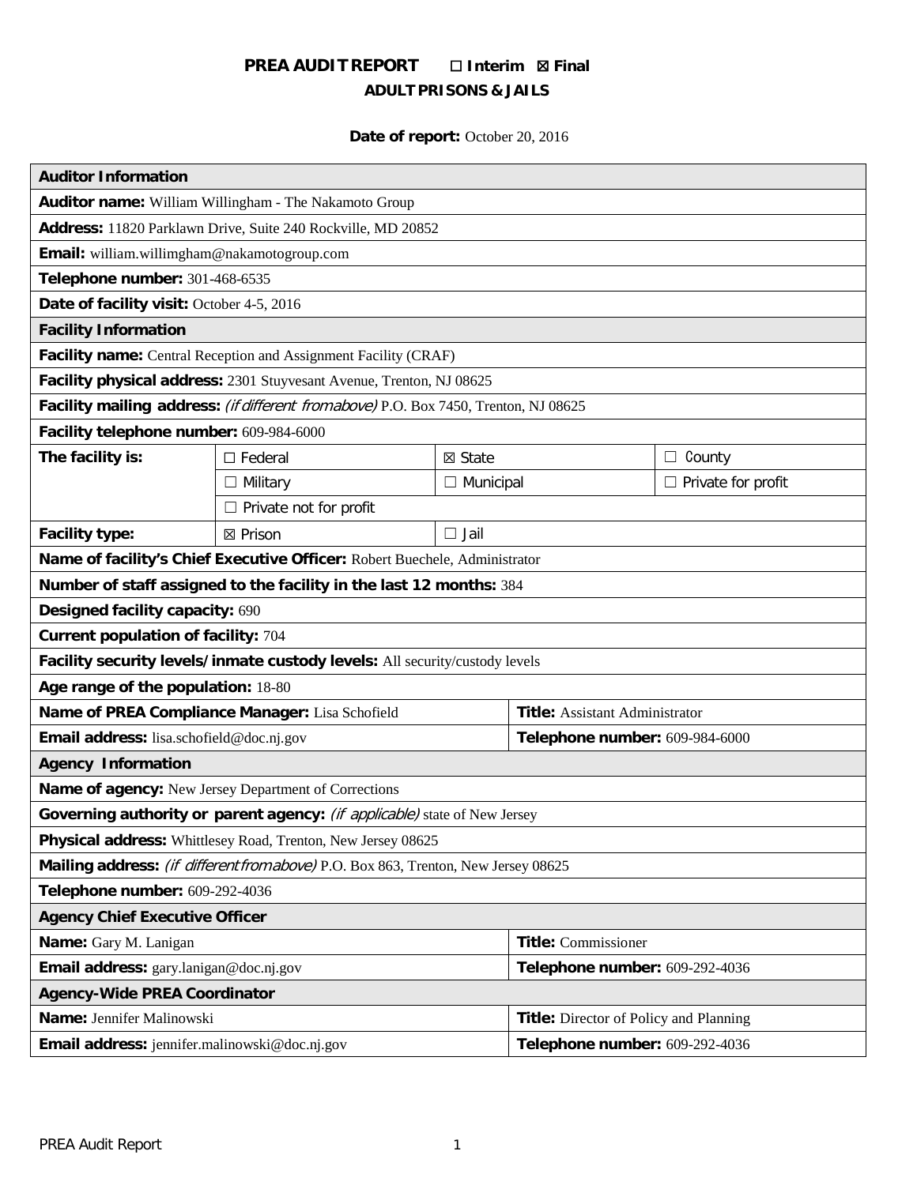# PREA AUDIT REPORT ☐ Interim ☒ Final

## ADULT PRISONS & JAILS

**Date of report:** October 20, 2016

| **Auditor Information** | | | |
|---|---|---|---|
| **Auditor name:** William Willingham - The Nakamoto Group | | | |
| **Address:** 11820 Parklawn Drive, Suite 240 Rockville, MD 20852 | | | |
| **Email:** william.willimgham@nakamotogroup.com | | | |
| **Telephone number:** 301-468-6535 | | | |
| **Date of facility visit:** October 4-5, 2016 | | | |
| **Facility Information** | | | |
| **Facility name:** Central Reception and Assignment Facility (CRAF) | | | |
| **Facility physical address:** 2301 Stuyvesant Avenue, Trenton, NJ 08625 | | | |
| **Facility mailing address:** *(if different from above)* P.O. Box 7450, Trenton, NJ 08625 | | | |
| **Facility telephone number:** 609-984-6000 | | | |
| **The facility is:** | ☐ Federal | ☒ State | ☐ County |
| | ☐ Military | ☐ Municipal | ☐ Private for profit |
| | ☐ Private not for profit | | |
| **Facility type:** | ☒ Prison | ☐ Jail | |
| **Name of facility's Chief Executive Officer:** Robert Buechele, Administrator | | | |
| **Number of staff assigned to the facility in the last 12 months:** 384 | | | |
| **Designed facility capacity:** 690 | | | |
| **Current population of facility:** 704 | | | |
| **Facility security levels/inmate custody levels:** All security/custody levels | | | |
| **Age range of the population:** 18-80 | | | |
| **Name of PREA Compliance Manager:** Lisa Schofield | | **Title:** Assistant Administrator | |
| **Email address:** lisa.schofield@doc.nj.gov | | **Telephone number:** 609-984-6000 | |
| **Agency Information** | | | |
| **Name of agency:** New Jersey Department of Corrections | | | |
| **Governing authority or parent agency:** *(if applicable)* state of New Jersey | | | |
| **Physical address:** Whittlesey Road, Trenton, New Jersey 08625 | | | |
| **Mailing address:** *(if different from above)* P.O. Box 863, Trenton, New Jersey 08625 | | | |
| **Telephone number:** 609-292-4036 | | | |
| **Agency Chief Executive Officer** | | | |
| **Name:** Gary M. Lanigan | | **Title:** Commissioner | |
| **Email address:** gary.lanigan@doc.nj.gov | | **Telephone number:** 609-292-4036 | |
| **Agency-Wide PREA Coordinator** | | | |
| **Name:** Jennifer Malinowski | | **Title:** Director of Policy and Planning | |
| **Email address:** jennifer.malinowski@doc.nj.gov | | **Telephone number:** 609-292-4036 | |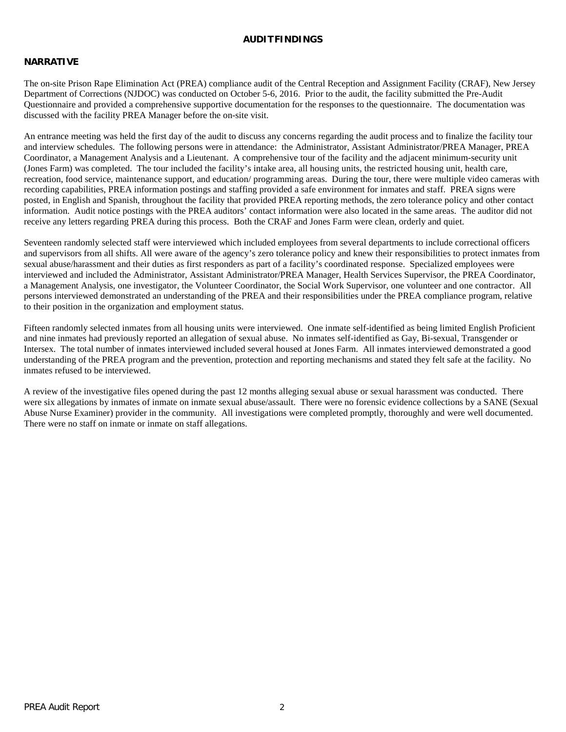# AUDIT FINDINGS

## NARRATIVE

The on-site Prison Rape Elimination Act (PREA) compliance audit of the Central Reception and Assignment Facility (CRAF), New Jersey Department of Corrections (NJDOC) was conducted on October 5-6, 2016. Prior to the audit, the facility submitted the Pre-Audit Questionnaire and provided a comprehensive supportive documentation for the responses to the questionnaire. The documentation was discussed with the facility PREA Manager before the on-site visit.

An entrance meeting was held the first day of the audit to discuss any concerns regarding the audit process and to finalize the facility tour and interview schedules. The following persons were in attendance: the Administrator, Assistant Administrator/PREA Manager, PREA Coordinator, a Management Analysis and a Lieutenant. A comprehensive tour of the facility and the adjacent minimum-security unit (Jones Farm) was completed. The tour included the facility's intake area, all housing units, the restricted housing unit, health care, recreation, food service, maintenance support, and education/ programming areas. During the tour, there were multiple video cameras with recording capabilities, PREA information postings and staffing provided a safe environment for inmates and staff. PREA signs were posted, in English and Spanish, throughout the facility that provided PREA reporting methods, the zero tolerance policy and other contact information. Audit notice postings with the PREA auditors' contact information were also located in the same areas. The auditor did not receive any letters regarding PREA during this process. Both the CRAF and Jones Farm were clean, orderly and quiet.

Seventeen randomly selected staff were interviewed which included employees from several departments to include correctional officers and supervisors from all shifts. All were aware of the agency's zero tolerance policy and knew their responsibilities to protect inmates from sexual abuse/harassment and their duties as first responders as part of a facility's coordinated response. Specialized employees were interviewed and included the Administrator, Assistant Administrator/PREA Manager, Health Services Supervisor, the PREA Coordinator, a Management Analysis, one investigator, the Volunteer Coordinator, the Social Work Supervisor, one volunteer and one contractor. All persons interviewed demonstrated an understanding of the PREA and their responsibilities under the PREA compliance program, relative to their position in the organization and employment status.

Fifteen randomly selected inmates from all housing units were interviewed. One inmate self-identified as being limited English Proficient and nine inmates had previously reported an allegation of sexual abuse. No inmates self-identified as Gay, Bi-sexual, Transgender or Intersex. The total number of inmates interviewed included several housed at Jones Farm. All inmates interviewed demonstrated a good understanding of the PREA program and the prevention, protection and reporting mechanisms and stated they felt safe at the facility. No inmates refused to be interviewed.

A review of the investigative files opened during the past 12 months alleging sexual abuse or sexual harassment was conducted. There were six allegations by inmates of inmate on inmate sexual abuse/assault. There were no forensic evidence collections by a SANE (Sexual Abuse Nurse Examiner) provider in the community. All investigations were completed promptly, thoroughly and were well documented. There were no staff on inmate or inmate on staff allegations.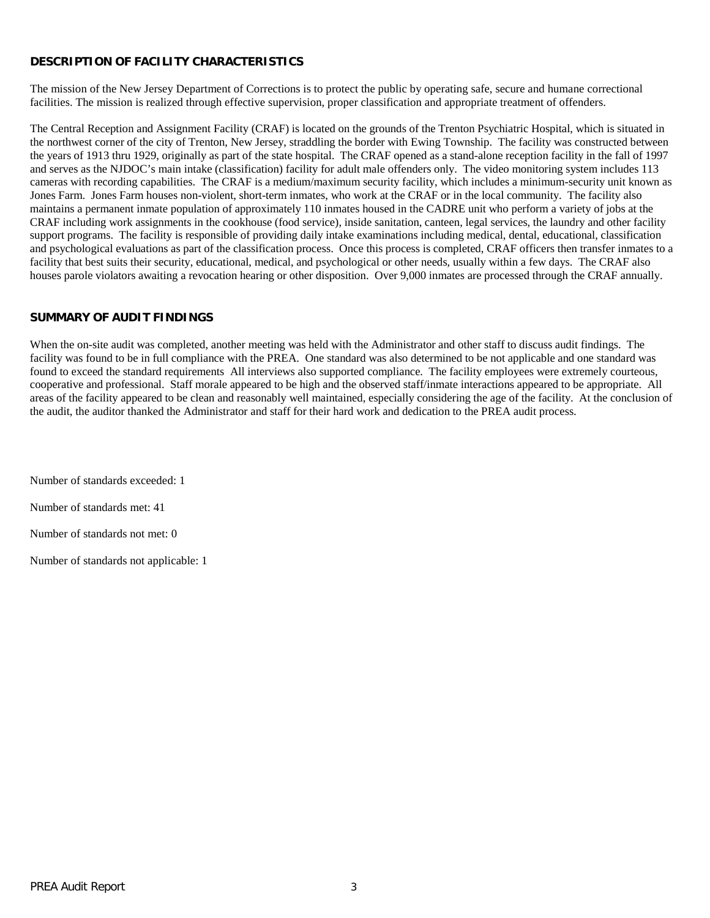## DESCRIPTION OF FACILITY CHARACTERISTICS

The mission of the New Jersey Department of Corrections is to protect the public by operating safe, secure and humane correctional facilities. The mission is realized through effective supervision, proper classification and appropriate treatment of offenders.

The Central Reception and Assignment Facility (CRAF) is located on the grounds of the Trenton Psychiatric Hospital, which is situated in the northwest corner of the city of Trenton, New Jersey, straddling the border with Ewing Township. The facility was constructed between the years of 1913 thru 1929, originally as part of the state hospital. The CRAF opened as a stand-alone reception facility in the fall of 1997 and serves as the NJDOC's main intake (classification) facility for adult male offenders only. The video monitoring system includes 113 cameras with recording capabilities. The CRAF is a medium/maximum security facility, which includes a minimum-security unit known as Jones Farm. Jones Farm houses non-violent, short-term inmates, who work at the CRAF or in the local community. The facility also maintains a permanent inmate population of approximately 110 inmates housed in the CADRE unit who perform a variety of jobs at the CRAF including work assignments in the cookhouse (food service), inside sanitation, canteen, legal services, the laundry and other facility support programs. The facility is responsible of providing daily intake examinations including medical, dental, educational, classification and psychological evaluations as part of the classification process. Once this process is completed, CRAF officers then transfer inmates to a facility that best suits their security, educational, medical, and psychological or other needs, usually within a few days. The CRAF also houses parole violators awaiting a revocation hearing or other disposition. Over 9,000 inmates are processed through the CRAF annually.

## SUMMARY OF AUDIT FINDINGS

When the on-site audit was completed, another meeting was held with the Administrator and other staff to discuss audit findings. The facility was found to be in full compliance with the PREA. One standard was also determined to be not applicable and one standard was found to exceed the standard requirements All interviews also supported compliance. The facility employees were extremely courteous, cooperative and professional. Staff morale appeared to be high and the observed staff/inmate interactions appeared to be appropriate. All areas of the facility appeared to be clean and reasonably well maintained, especially considering the age of the facility. At the conclusion of the audit, the auditor thanked the Administrator and staff for their hard work and dedication to the PREA audit process.

Number of standards exceeded: 1

Number of standards met: 41

Number of standards not met: 0

Number of standards not applicable: 1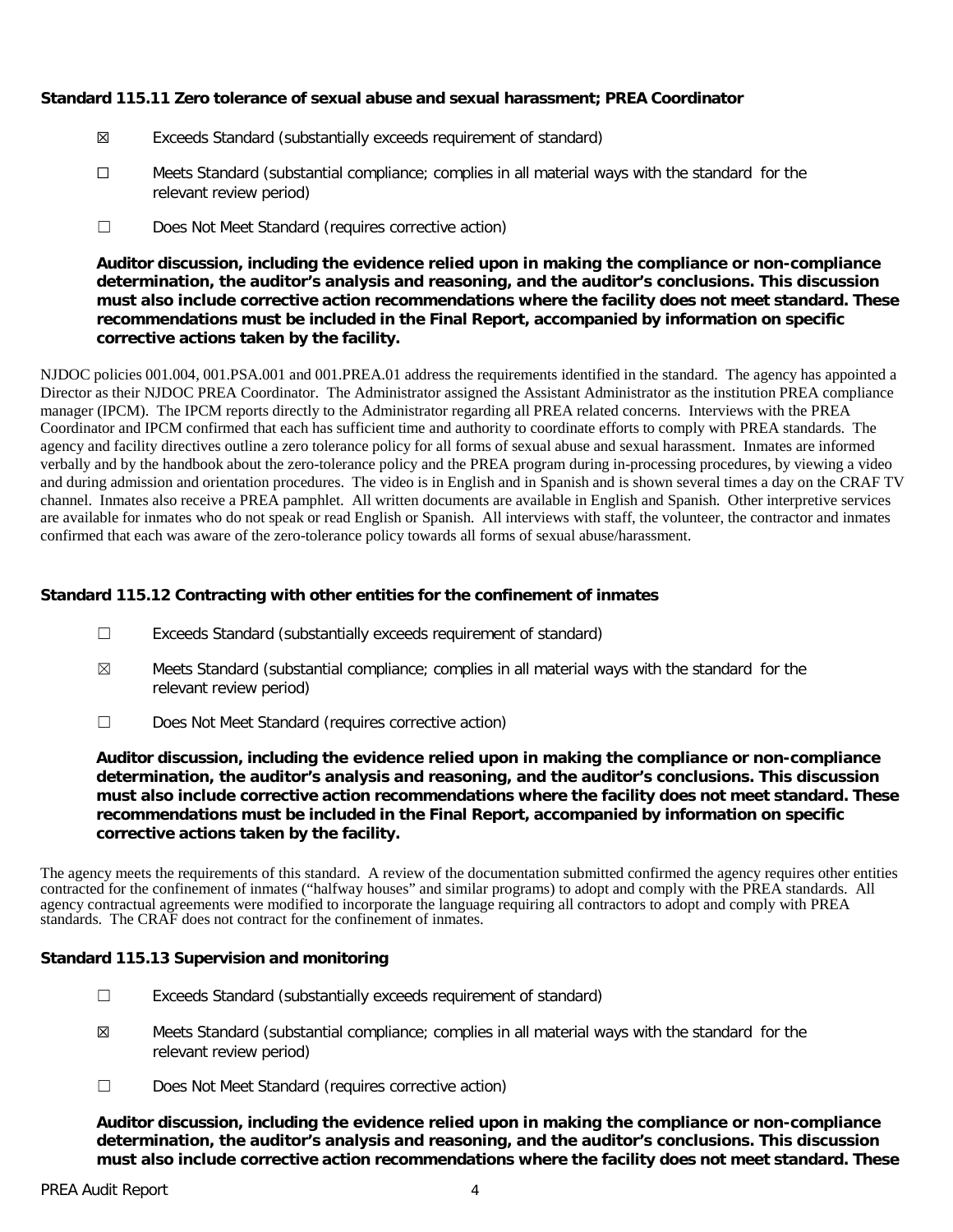**Standard 115.11 Zero tolerance of sexual abuse and sexual harassment; PREA Coordinator**

☒ Exceeds Standard (substantially exceeds requirement of standard)

☐ Meets Standard (substantial compliance; complies in all material ways with the standard for the relevant review period)

☐ Does Not Meet Standard (requires corrective action)

**Auditor discussion, including the evidence relied upon in making the compliance or non-compliance determination, the auditor's analysis and reasoning, and the auditor's conclusions. This discussion must also include corrective action recommendations where the facility does not meet standard. These recommendations must be included in the Final Report, accompanied by information on specific corrective actions taken by the facility.**

NJDOC policies 001.004, 001.PSA.001 and 001.PREA.01 address the requirements identified in the standard. The agency has appointed a Director as their NJDOC PREA Coordinator. The Administrator assigned the Assistant Administrator as the institution PREA compliance manager (IPCM). The IPCM reports directly to the Administrator regarding all PREA related concerns. Interviews with the PREA Coordinator and IPCM confirmed that each has sufficient time and authority to coordinate efforts to comply with PREA standards. The agency and facility directives outline a zero tolerance policy for all forms of sexual abuse and sexual harassment. Inmates are informed verbally and by the handbook about the zero-tolerance policy and the PREA program during in-processing procedures, by viewing a video and during admission and orientation procedures. The video is in English and in Spanish and is shown several times a day on the CRAF TV channel. Inmates also receive a PREA pamphlet. All written documents are available in English and Spanish. Other interpretive services are available for inmates who do not speak or read English or Spanish. All interviews with staff, the volunteer, the contractor and inmates confirmed that each was aware of the zero-tolerance policy towards all forms of sexual abuse/harassment.

**Standard 115.12 Contracting with other entities for the confinement of inmates**

☐ Exceeds Standard (substantially exceeds requirement of standard)

☒ Meets Standard (substantial compliance; complies in all material ways with the standard for the relevant review period)

☐ Does Not Meet Standard (requires corrective action)

**Auditor discussion, including the evidence relied upon in making the compliance or non-compliance determination, the auditor's analysis and reasoning, and the auditor's conclusions. This discussion must also include corrective action recommendations where the facility does not meet standard. These recommendations must be included in the Final Report, accompanied by information on specific corrective actions taken by the facility.**

The agency meets the requirements of this standard. A review of the documentation submitted confirmed the agency requires other entities contracted for the confinement of inmates ("halfway houses" and similar programs) to adopt and comply with the PREA standards. All agency contractual agreements were modified to incorporate the language requiring all contractors to adopt and comply with PREA standards. The CRAF does not contract for the confinement of inmates.

**Standard 115.13 Supervision and monitoring**

☐ Exceeds Standard (substantially exceeds requirement of standard)

☒ Meets Standard (substantial compliance; complies in all material ways with the standard for the relevant review period)

☐ Does Not Meet Standard (requires corrective action)

**Auditor discussion, including the evidence relied upon in making the compliance or non-compliance determination, the auditor's analysis and reasoning, and the auditor's conclusions. This discussion must also include corrective action recommendations where the facility does not meet standard. These**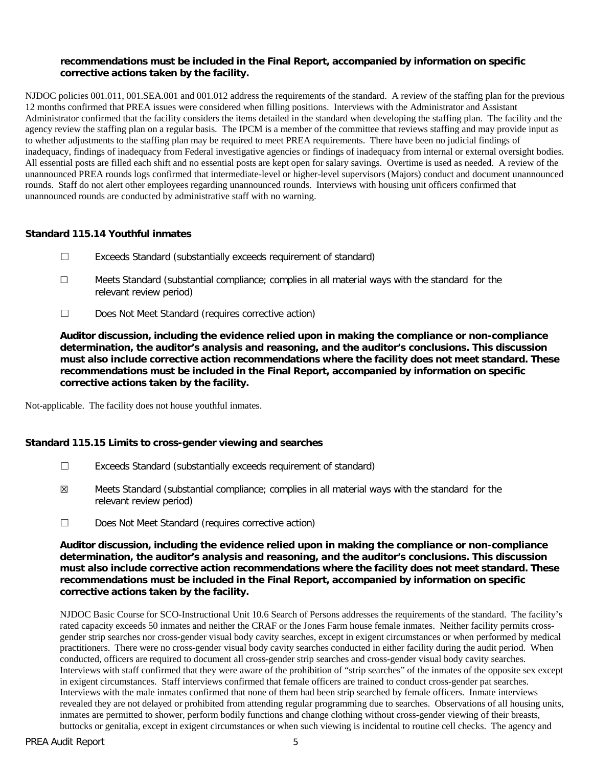**recommendations must be included in the Final Report, accompanied by information on specific corrective actions taken by the facility.**

NJDOC policies 001.011, 001.SEA.001 and 001.012 address the requirements of the standard. A review of the staffing plan for the previous 12 months confirmed that PREA issues were considered when filling positions. Interviews with the Administrator and Assistant Administrator confirmed that the facility considers the items detailed in the standard when developing the staffing plan. The facility and the agency review the staffing plan on a regular basis. The IPCM is a member of the committee that reviews staffing and may provide input as to whether adjustments to the staffing plan may be required to meet PREA requirements. There have been no judicial findings of inadequacy, findings of inadequacy from Federal investigative agencies or findings of inadequacy from internal or external oversight bodies. All essential posts are filled each shift and no essential posts are kept open for salary savings. Overtime is used as needed. A review of the unannounced PREA rounds logs confirmed that intermediate-level or higher-level supervisors (Majors) conduct and document unannounced rounds. Staff do not alert other employees regarding unannounced rounds. Interviews with housing unit officers confirmed that unannounced rounds are conducted by administrative staff with no warning.

### Standard 115.14 Youthful inmates

☐ Exceeds Standard (substantially exceeds requirement of standard)

☐ Meets Standard (substantial compliance; complies in all material ways with the standard for the relevant review period)

☐ Does Not Meet Standard (requires corrective action)

**Auditor discussion, including the evidence relied upon in making the compliance or non-compliance determination, the auditor's analysis and reasoning, and the auditor's conclusions. This discussion must also include corrective action recommendations where the facility does not meet standard. These recommendations must be included in the Final Report, accompanied by information on specific corrective actions taken by the facility.**

Not-applicable. The facility does not house youthful inmates.

### Standard 115.15 Limits to cross-gender viewing and searches

☐ Exceeds Standard (substantially exceeds requirement of standard)

☒ Meets Standard (substantial compliance; complies in all material ways with the standard for the relevant review period)

☐ Does Not Meet Standard (requires corrective action)

**Auditor discussion, including the evidence relied upon in making the compliance or non-compliance determination, the auditor's analysis and reasoning, and the auditor's conclusions. This discussion must also include corrective action recommendations where the facility does not meet standard. These recommendations must be included in the Final Report, accompanied by information on specific corrective actions taken by the facility.**

NJDOC Basic Course for SCO-Instructional Unit 10.6 Search of Persons addresses the requirements of the standard. The facility's rated capacity exceeds 50 inmates and neither the CRAF or the Jones Farm house female inmates. Neither facility permits cross-gender strip searches nor cross-gender visual body cavity searches, except in exigent circumstances or when performed by medical practitioners. There were no cross-gender visual body cavity searches conducted in either facility during the audit period. When conducted, officers are required to document all cross-gender strip searches and cross-gender visual body cavity searches. Interviews with staff confirmed that they were aware of the prohibition of "strip searches" of the inmates of the opposite sex except in exigent circumstances. Staff interviews confirmed that female officers are trained to conduct cross-gender pat searches. Interviews with the male inmates confirmed that none of them had been strip searched by female officers. Inmate interviews revealed they are not delayed or prohibited from attending regular programming due to searches. Observations of all housing units, inmates are permitted to shower, perform bodily functions and change clothing without cross-gender viewing of their breasts, buttocks or genitalia, except in exigent circumstances or when such viewing is incidental to routine cell checks. The agency and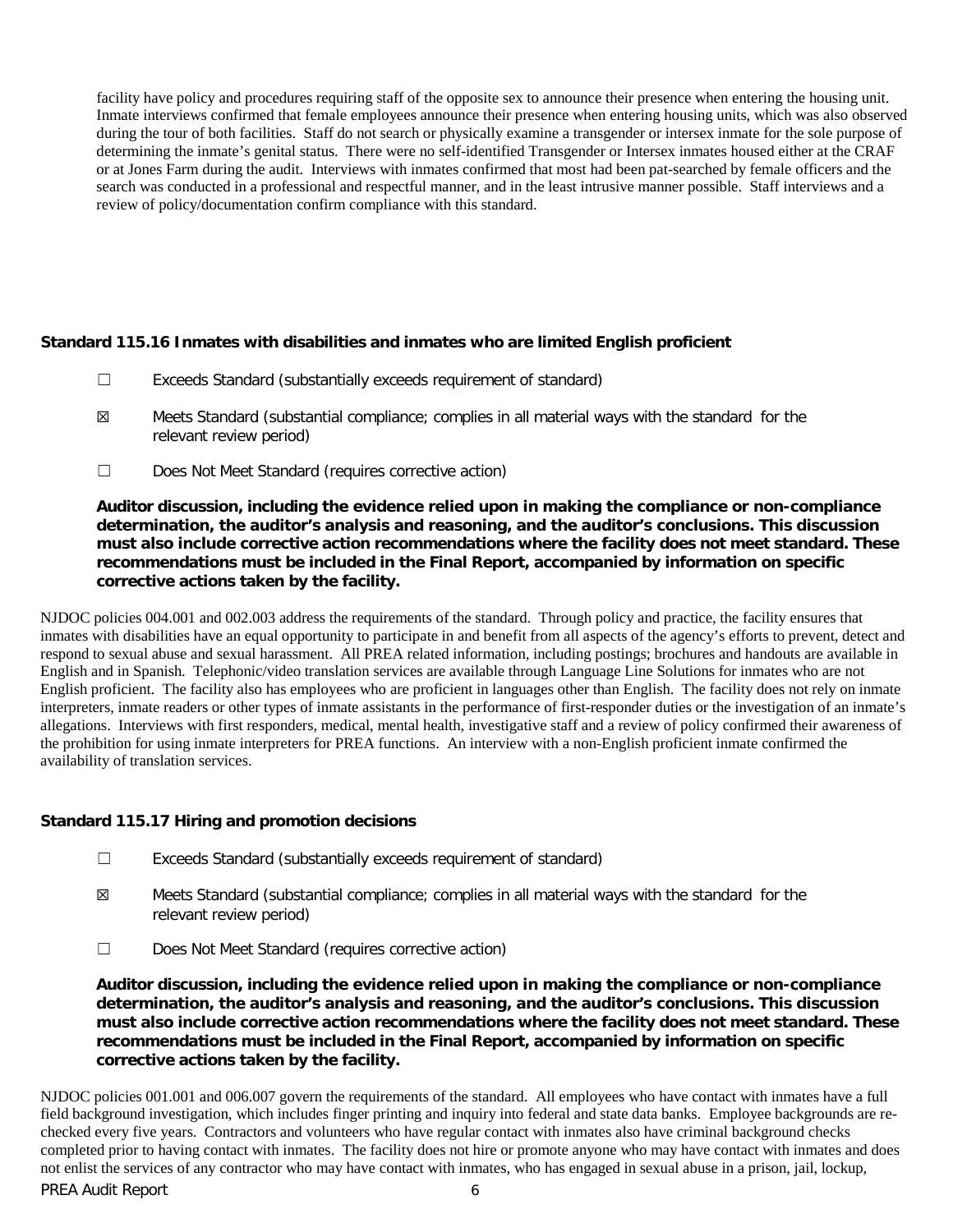facility have policy and procedures requiring staff of the opposite sex to announce their presence when entering the housing unit. Inmate interviews confirmed that female employees announce their presence when entering housing units, which was also observed during the tour of both facilities. Staff do not search or physically examine a transgender or intersex inmate for the sole purpose of determining the inmate's genital status. There were no self-identified Transgender or Intersex inmates housed either at the CRAF or at Jones Farm during the audit. Interviews with inmates confirmed that most had been pat-searched by female officers and the search was conducted in a professional and respectful manner, and in the least intrusive manner possible. Staff interviews and a review of policy/documentation confirm compliance with this standard.

### Standard 115.16 Inmates with disabilities and inmates who are limited English proficient

☐ Exceeds Standard (substantially exceeds requirement of standard)

☒ Meets Standard (substantial compliance; complies in all material ways with the standard for the relevant review period)

☐ Does Not Meet Standard (requires corrective action)

**Auditor discussion, including the evidence relied upon in making the compliance or non-compliance determination, the auditor's analysis and reasoning, and the auditor's conclusions. This discussion must also include corrective action recommendations where the facility does not meet standard. These recommendations must be included in the Final Report, accompanied by information on specific corrective actions taken by the facility.**

NJDOC policies 004.001 and 002.003 address the requirements of the standard. Through policy and practice, the facility ensures that inmates with disabilities have an equal opportunity to participate in and benefit from all aspects of the agency's efforts to prevent, detect and respond to sexual abuse and sexual harassment. All PREA related information, including postings; brochures and handouts are available in English and in Spanish. Telephonic/video translation services are available through Language Line Solutions for inmates who are not English proficient. The facility also has employees who are proficient in languages other than English. The facility does not rely on inmate interpreters, inmate readers or other types of inmate assistants in the performance of first-responder duties or the investigation of an inmate's allegations. Interviews with first responders, medical, mental health, investigative staff and a review of policy confirmed their awareness of the prohibition for using inmate interpreters for PREA functions. An interview with a non-English proficient inmate confirmed the availability of translation services.

### Standard 115.17 Hiring and promotion decisions

☐ Exceeds Standard (substantially exceeds requirement of standard)

☒ Meets Standard (substantial compliance; complies in all material ways with the standard for the relevant review period)

☐ Does Not Meet Standard (requires corrective action)

**Auditor discussion, including the evidence relied upon in making the compliance or non-compliance determination, the auditor's analysis and reasoning, and the auditor's conclusions. This discussion must also include corrective action recommendations where the facility does not meet standard. These recommendations must be included in the Final Report, accompanied by information on specific corrective actions taken by the facility.**

NJDOC policies 001.001 and 006.007 govern the requirements of the standard. All employees who have contact with inmates have a full field background investigation, which includes finger printing and inquiry into federal and state data banks. Employee backgrounds are re-checked every five years. Contractors and volunteers who have regular contact with inmates also have criminal background checks completed prior to having contact with inmates. The facility does not hire or promote anyone who may have contact with inmates and does not enlist the services of any contractor who may have contact with inmates, who has engaged in sexual abuse in a prison, jail, lockup,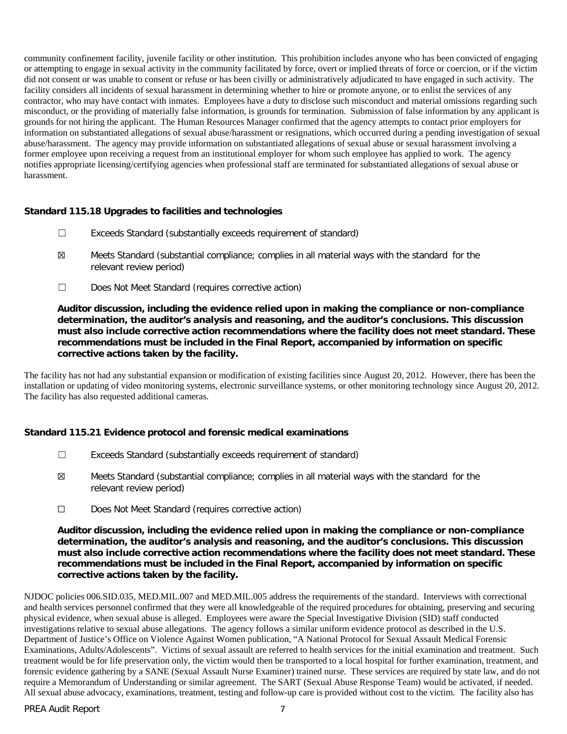community confinement facility, juvenile facility or other institution. This prohibition includes anyone who has been convicted of engaging or attempting to engage in sexual activity in the community facilitated by force, overt or implied threats of force or coercion, or if the victim did not consent or was unable to consent or refuse or has been civilly or administratively adjudicated to have engaged in such activity. The facility considers all incidents of sexual harassment in determining whether to hire or promote anyone, or to enlist the services of any contractor, who may have contact with inmates. Employees have a duty to disclose such misconduct and material omissions regarding such misconduct, or the providing of materially false information, is grounds for termination. Submission of false information by any applicant is grounds for not hiring the applicant. The Human Resources Manager confirmed that the agency attempts to contact prior employers for information on substantiated allegations of sexual abuse/harassment or resignations, which occurred during a pending investigation of sexual abuse/harassment. The agency may provide information on substantiated allegations of sexual abuse or sexual harassment involving a former employee upon receiving a request from an institutional employer for whom such employee has applied to work. The agency notifies appropriate licensing/certifying agencies when professional staff are terminated for substantiated allegations of sexual abuse or harassment.

**Standard 115.18 Upgrades to facilities and technologies**

☐ Exceeds Standard (substantially exceeds requirement of standard)

☒ Meets Standard (substantial compliance; complies in all material ways with the standard for the relevant review period)

☐ Does Not Meet Standard (requires corrective action)

**Auditor discussion, including the evidence relied upon in making the compliance or non-compliance determination, the auditor's analysis and reasoning, and the auditor's conclusions. This discussion must also include corrective action recommendations where the facility does not meet standard. These recommendations must be included in the Final Report, accompanied by information on specific corrective actions taken by the facility.**

The facility has not had any substantial expansion or modification of existing facilities since August 20, 2012. However, there has been the installation or updating of video monitoring systems, electronic surveillance systems, or other monitoring technology since August 20, 2012. The facility has also requested additional cameras.

**Standard 115.21 Evidence protocol and forensic medical examinations**

☐ Exceeds Standard (substantially exceeds requirement of standard)

☒ Meets Standard (substantial compliance; complies in all material ways with the standard for the relevant review period)

☐ Does Not Meet Standard (requires corrective action)

**Auditor discussion, including the evidence relied upon in making the compliance or non-compliance determination, the auditor's analysis and reasoning, and the auditor's conclusions. This discussion must also include corrective action recommendations where the facility does not meet standard. These recommendations must be included in the Final Report, accompanied by information on specific corrective actions taken by the facility.**

NJDOC policies 006.SID.035, MED.MIL.007 and MED.MIL.005 address the requirements of the standard. Interviews with correctional and health services personnel confirmed that they were all knowledgeable of the required procedures for obtaining, preserving and securing physical evidence, when sexual abuse is alleged. Employees were aware the Special Investigative Division (SID) staff conducted investigations relative to sexual abuse allegations. The agency follows a similar uniform evidence protocol as described in the U.S. Department of Justice's Office on Violence Against Women publication, "A National Protocol for Sexual Assault Medical Forensic Examinations, Adults/Adolescents". Victims of sexual assault are referred to health services for the initial examination and treatment. Such treatment would be for life preservation only, the victim would then be transported to a local hospital for further examination, treatment, and forensic evidence gathering by a SANE (Sexual Assault Nurse Examiner) trained nurse. These services are required by state law, and do not require a Memorandum of Understanding or similar agreement. The SART (Sexual Abuse Response Team) would be activated, if needed. All sexual abuse advocacy, examinations, treatment, testing and follow-up care is provided without cost to the victim. The facility also has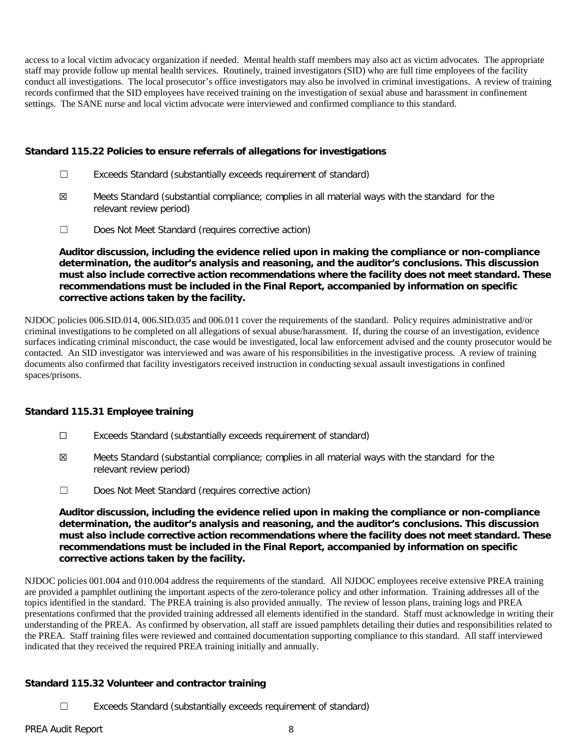access to a local victim advocacy organization if needed. Mental health staff members may also act as victim advocates. The appropriate staff may provide follow up mental health services. Routinely, trained investigators (SID) who are full time employees of the facility conduct all investigations. The local prosecutor's office investigators may also be involved in criminal investigations. A review of training records confirmed that the SID employees have received training on the investigation of sexual abuse and harassment in confinement settings. The SANE nurse and local victim advocate were interviewed and confirmed compliance to this standard.

### Standard 115.22 Policies to ensure referrals of allegations for investigations

☐ Exceeds Standard (substantially exceeds requirement of standard)

☒ Meets Standard (substantial compliance; complies in all material ways with the standard for the relevant review period)

☐ Does Not Meet Standard (requires corrective action)

**Auditor discussion, including the evidence relied upon in making the compliance or non-compliance determination, the auditor's analysis and reasoning, and the auditor's conclusions. This discussion must also include corrective action recommendations where the facility does not meet standard. These recommendations must be included in the Final Report, accompanied by information on specific corrective actions taken by the facility.**

NJDOC policies 006.SID.014, 006.SID.035 and 006.011 cover the requirements of the standard. Policy requires administrative and/or criminal investigations to be completed on all allegations of sexual abuse/harassment. If, during the course of an investigation, evidence surfaces indicating criminal misconduct, the case would be investigated, local law enforcement advised and the county prosecutor would be contacted. An SID investigator was interviewed and was aware of his responsibilities in the investigative process. A review of training documents also confirmed that facility investigators received instruction in conducting sexual assault investigations in confined spaces/prisons.

### Standard 115.31 Employee training

☐ Exceeds Standard (substantially exceeds requirement of standard)

☒ Meets Standard (substantial compliance; complies in all material ways with the standard for the relevant review period)

☐ Does Not Meet Standard (requires corrective action)

**Auditor discussion, including the evidence relied upon in making the compliance or non-compliance determination, the auditor's analysis and reasoning, and the auditor's conclusions. This discussion must also include corrective action recommendations where the facility does not meet standard. These recommendations must be included in the Final Report, accompanied by information on specific corrective actions taken by the facility.**

NJDOC policies 001.004 and 010.004 address the requirements of the standard. All NJDOC employees receive extensive PREA training are provided a pamphlet outlining the important aspects of the zero-tolerance policy and other information. Training addresses all of the topics identified in the standard. The PREA training is also provided annually. The review of lesson plans, training logs and PREA presentations confirmed that the provided training addressed all elements identified in the standard. Staff must acknowledge in writing their understanding of the PREA. As confirmed by observation, all staff are issued pamphlets detailing their duties and responsibilities related to the PREA. Staff training files were reviewed and contained documentation supporting compliance to this standard. All staff interviewed indicated that they received the required PREA training initially and annually.

### Standard 115.32 Volunteer and contractor training

☐ Exceeds Standard (substantially exceeds requirement of standard)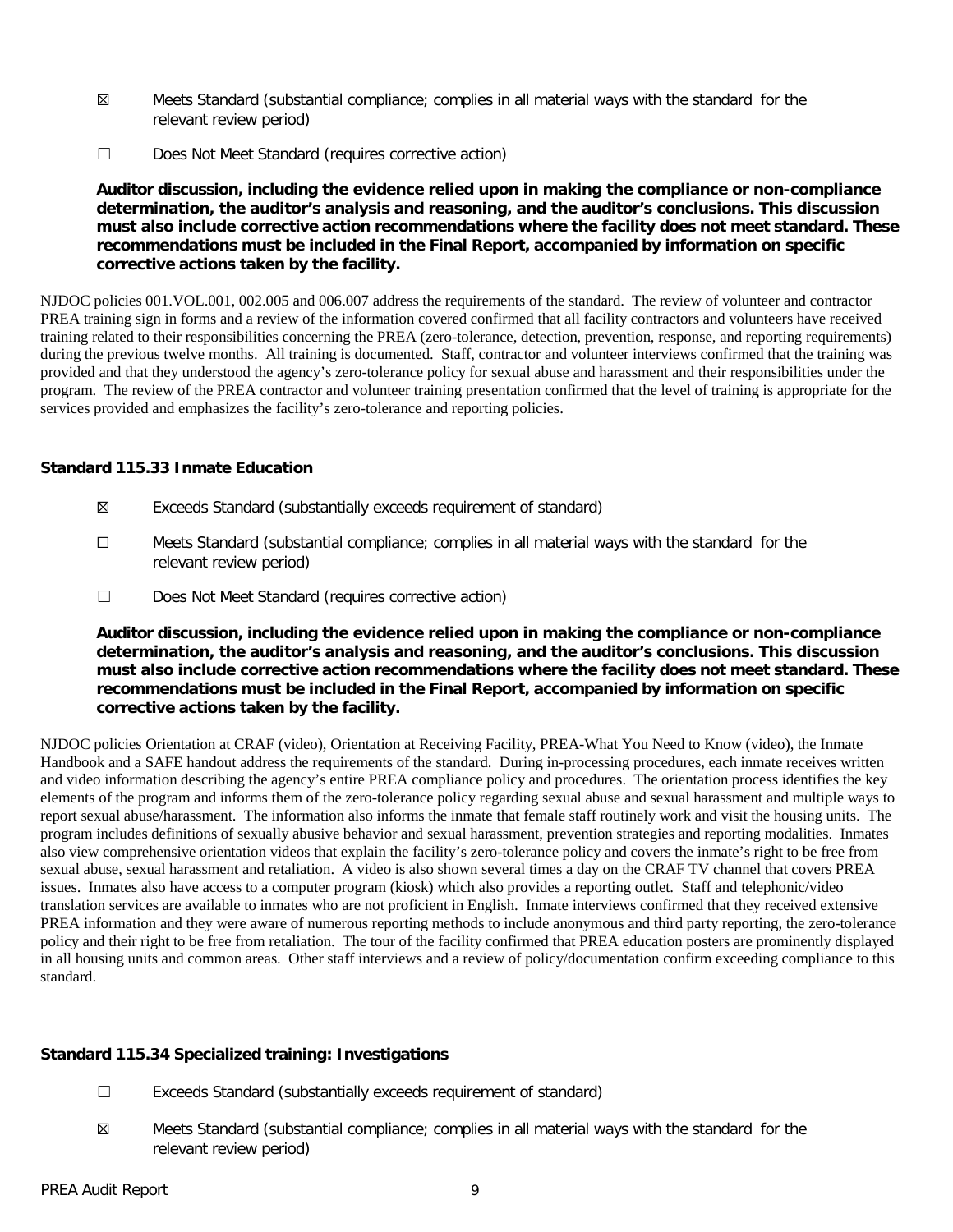☒ Meets Standard (substantial compliance; complies in all material ways with the standard for the relevant review period)

☐ Does Not Meet Standard (requires corrective action)

**Auditor discussion, including the evidence relied upon in making the compliance or non-compliance determination, the auditor's analysis and reasoning, and the auditor's conclusions. This discussion must also include corrective action recommendations where the facility does not meet standard. These recommendations must be included in the Final Report, accompanied by information on specific corrective actions taken by the facility.**

NJDOC policies 001.VOL.001, 002.005 and 006.007 address the requirements of the standard. The review of volunteer and contractor PREA training sign in forms and a review of the information covered confirmed that all facility contractors and volunteers have received training related to their responsibilities concerning the PREA (zero-tolerance, detection, prevention, response, and reporting requirements) during the previous twelve months. All training is documented. Staff, contractor and volunteer interviews confirmed that the training was provided and that they understood the agency's zero-tolerance policy for sexual abuse and harassment and their responsibilities under the program. The review of the PREA contractor and volunteer training presentation confirmed that the level of training is appropriate for the services provided and emphasizes the facility's zero-tolerance and reporting policies.

### Standard 115.33 Inmate Education

☒ Exceeds Standard (substantially exceeds requirement of standard)

☐ Meets Standard (substantial compliance; complies in all material ways with the standard for the relevant review period)

☐ Does Not Meet Standard (requires corrective action)

**Auditor discussion, including the evidence relied upon in making the compliance or non-compliance determination, the auditor's analysis and reasoning, and the auditor's conclusions. This discussion must also include corrective action recommendations where the facility does not meet standard. These recommendations must be included in the Final Report, accompanied by information on specific corrective actions taken by the facility.**

NJDOC policies Orientation at CRAF (video), Orientation at Receiving Facility, PREA-What You Need to Know (video), the Inmate Handbook and a SAFE handout address the requirements of the standard. During in-processing procedures, each inmate receives written and video information describing the agency's entire PREA compliance policy and procedures. The orientation process identifies the key elements of the program and informs them of the zero-tolerance policy regarding sexual abuse and sexual harassment and multiple ways to report sexual abuse/harassment. The information also informs the inmate that female staff routinely work and visit the housing units. The program includes definitions of sexually abusive behavior and sexual harassment, prevention strategies and reporting modalities. Inmates also view comprehensive orientation videos that explain the facility's zero-tolerance policy and covers the inmate's right to be free from sexual abuse, sexual harassment and retaliation. A video is also shown several times a day on the CRAF TV channel that covers PREA issues. Inmates also have access to a computer program (kiosk) which also provides a reporting outlet. Staff and telephonic/video translation services are available to inmates who are not proficient in English. Inmate interviews confirmed that they received extensive PREA information and they were aware of numerous reporting methods to include anonymous and third party reporting, the zero-tolerance policy and their right to be free from retaliation. The tour of the facility confirmed that PREA education posters are prominently displayed in all housing units and common areas. Other staff interviews and a review of policy/documentation confirm exceeding compliance to this standard.

### Standard 115.34 Specialized training: Investigations

☐ Exceeds Standard (substantially exceeds requirement of standard)

☒ Meets Standard (substantial compliance; complies in all material ways with the standard for the relevant review period)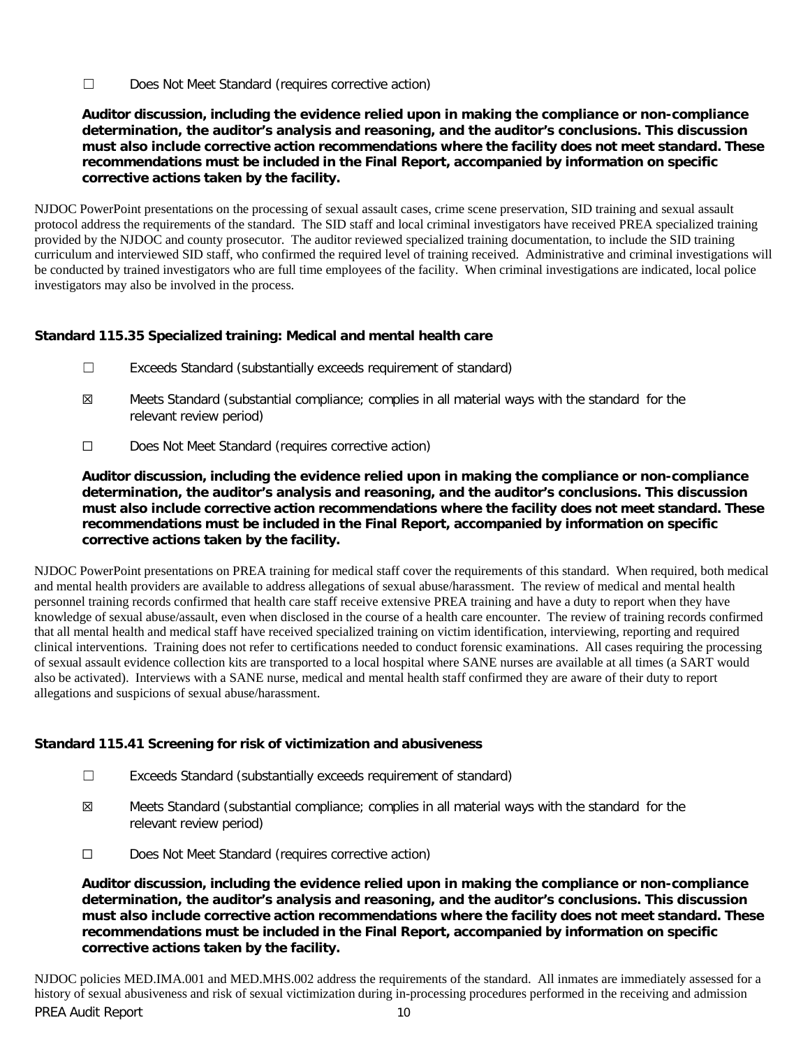☐ Does Not Meet Standard (requires corrective action)

**Auditor discussion, including the evidence relied upon in making the compliance or non-compliance determination, the auditor's analysis and reasoning, and the auditor's conclusions. This discussion must also include corrective action recommendations where the facility does not meet standard. These recommendations must be included in the Final Report, accompanied by information on specific corrective actions taken by the facility.**

NJDOC PowerPoint presentations on the processing of sexual assault cases, crime scene preservation, SID training and sexual assault protocol address the requirements of the standard. The SID staff and local criminal investigators have received PREA specialized training provided by the NJDOC and county prosecutor. The auditor reviewed specialized training documentation, to include the SID training curriculum and interviewed SID staff, who confirmed the required level of training received. Administrative and criminal investigations will be conducted by trained investigators who are full time employees of the facility. When criminal investigations are indicated, local police investigators may also be involved in the process.

### Standard 115.35 Specialized training: Medical and mental health care

☐ Exceeds Standard (substantially exceeds requirement of standard)

☒ Meets Standard (substantial compliance; complies in all material ways with the standard for the relevant review period)

☐ Does Not Meet Standard (requires corrective action)

**Auditor discussion, including the evidence relied upon in making the compliance or non-compliance determination, the auditor's analysis and reasoning, and the auditor's conclusions. This discussion must also include corrective action recommendations where the facility does not meet standard. These recommendations must be included in the Final Report, accompanied by information on specific corrective actions taken by the facility.**

NJDOC PowerPoint presentations on PREA training for medical staff cover the requirements of this standard. When required, both medical and mental health providers are available to address allegations of sexual abuse/harassment. The review of medical and mental health personnel training records confirmed that health care staff receive extensive PREA training and have a duty to report when they have knowledge of sexual abuse/assault, even when disclosed in the course of a health care encounter. The review of training records confirmed that all mental health and medical staff have received specialized training on victim identification, interviewing, reporting and required clinical interventions. Training does not refer to certifications needed to conduct forensic examinations. All cases requiring the processing of sexual assault evidence collection kits are transported to a local hospital where SANE nurses are available at all times (a SART would also be activated). Interviews with a SANE nurse, medical and mental health staff confirmed they are aware of their duty to report allegations and suspicions of sexual abuse/harassment.

### Standard 115.41 Screening for risk of victimization and abusiveness

☐ Exceeds Standard (substantially exceeds requirement of standard)

☒ Meets Standard (substantial compliance; complies in all material ways with the standard for the relevant review period)

☐ Does Not Meet Standard (requires corrective action)

**Auditor discussion, including the evidence relied upon in making the compliance or non-compliance determination, the auditor's analysis and reasoning, and the auditor's conclusions. This discussion must also include corrective action recommendations where the facility does not meet standard. These recommendations must be included in the Final Report, accompanied by information on specific corrective actions taken by the facility.**

NJDOC policies MED.IMA.001 and MED.MHS.002 address the requirements of the standard. All inmates are immediately assessed for a history of sexual abusiveness and risk of sexual victimization during in-processing procedures performed in the receiving and admission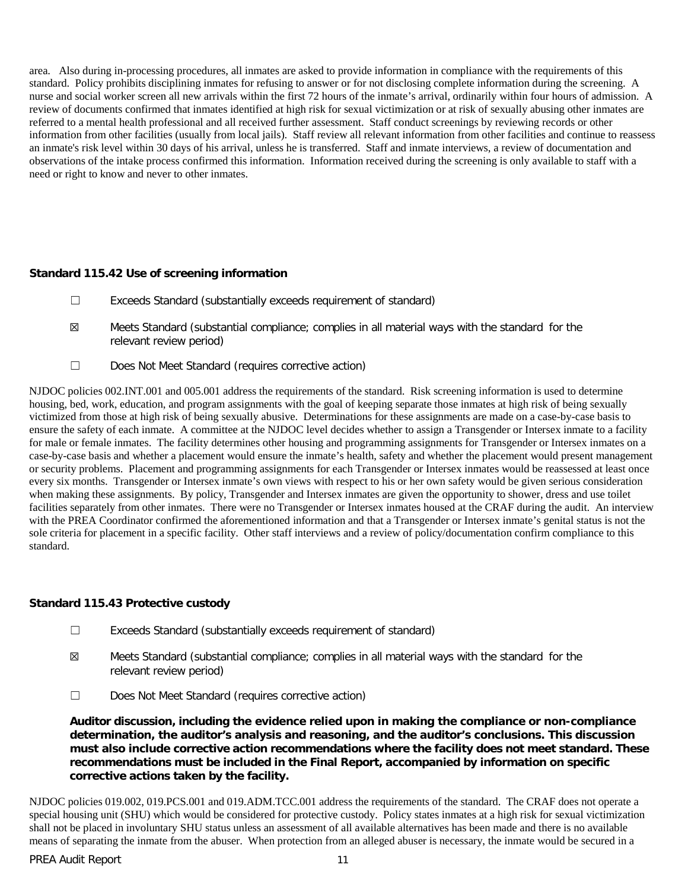area. Also during in-processing procedures, all inmates are asked to provide information in compliance with the requirements of this standard. Policy prohibits disciplining inmates for refusing to answer or for not disclosing complete information during the screening. A nurse and social worker screen all new arrivals within the first 72 hours of the inmate's arrival, ordinarily within four hours of admission. A review of documents confirmed that inmates identified at high risk for sexual victimization or at risk of sexually abusing other inmates are referred to a mental health professional and all received further assessment. Staff conduct screenings by reviewing records or other information from other facilities (usually from local jails). Staff review all relevant information from other facilities and continue to reassess an inmate's risk level within 30 days of his arrival, unless he is transferred. Staff and inmate interviews, a review of documentation and observations of the intake process confirmed this information. Information received during the screening is only available to staff with a need or right to know and never to other inmates.

### Standard 115.42 Use of screening information

☐ Exceeds Standard (substantially exceeds requirement of standard)

☒ Meets Standard (substantial compliance; complies in all material ways with the standard for the relevant review period)

☐ Does Not Meet Standard (requires corrective action)

NJDOC policies 002.INT.001 and 005.001 address the requirements of the standard. Risk screening information is used to determine housing, bed, work, education, and program assignments with the goal of keeping separate those inmates at high risk of being sexually victimized from those at high risk of being sexually abusive. Determinations for these assignments are made on a case-by-case basis to ensure the safety of each inmate. A committee at the NJDOC level decides whether to assign a Transgender or Intersex inmate to a facility for male or female inmates. The facility determines other housing and programming assignments for Transgender or Intersex inmates on a case-by-case basis and whether a placement would ensure the inmate's health, safety and whether the placement would present management or security problems. Placement and programming assignments for each Transgender or Intersex inmates would be reassessed at least once every six months. Transgender or Intersex inmate's own views with respect to his or her own safety would be given serious consideration when making these assignments. By policy, Transgender and Intersex inmates are given the opportunity to shower, dress and use toilet facilities separately from other inmates. There were no Transgender or Intersex inmates housed at the CRAF during the audit. An interview with the PREA Coordinator confirmed the aforementioned information and that a Transgender or Intersex inmate's genital status is not the sole criteria for placement in a specific facility. Other staff interviews and a review of policy/documentation confirm compliance to this standard.

### Standard 115.43 Protective custody

☐ Exceeds Standard (substantially exceeds requirement of standard)

☒ Meets Standard (substantial compliance; complies in all material ways with the standard for the relevant review period)

☐ Does Not Meet Standard (requires corrective action)

**Auditor discussion, including the evidence relied upon in making the compliance or non-compliance determination, the auditor's analysis and reasoning, and the auditor's conclusions. This discussion must also include corrective action recommendations where the facility does not meet standard. These recommendations must be included in the Final Report, accompanied by information on specific corrective actions taken by the facility.**

NJDOC policies 019.002, 019.PCS.001 and 019.ADM.TCC.001 address the requirements of the standard. The CRAF does not operate a special housing unit (SHU) which would be considered for protective custody. Policy states inmates at a high risk for sexual victimization shall not be placed in involuntary SHU status unless an assessment of all available alternatives has been made and there is no available means of separating the inmate from the abuser. When protection from an alleged abuser is necessary, the inmate would be secured in a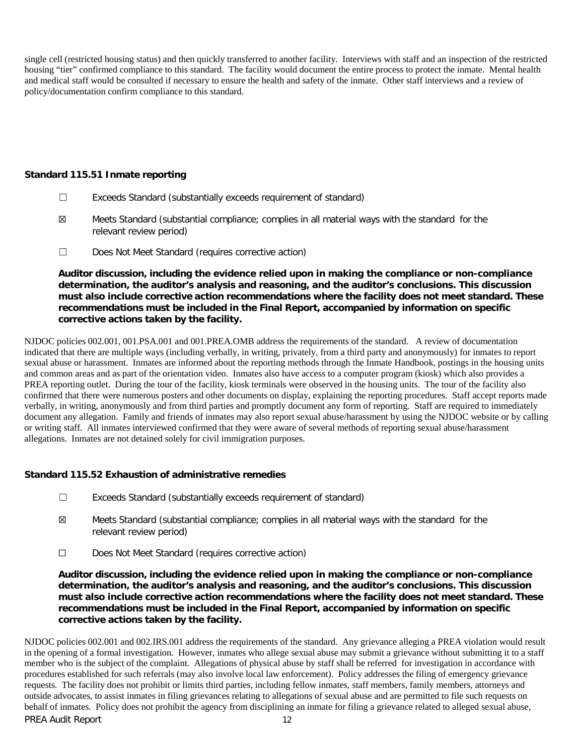single cell (restricted housing status) and then quickly transferred to another facility. Interviews with staff and an inspection of the restricted housing "tier" confirmed compliance to this standard. The facility would document the entire process to protect the inmate. Mental health and medical staff would be consulted if necessary to ensure the health and safety of the inmate. Other staff interviews and a review of policy/documentation confirm compliance to this standard.

### Standard 115.51 Inmate reporting

☐ Exceeds Standard (substantially exceeds requirement of standard)

☒ Meets Standard (substantial compliance; complies in all material ways with the standard for the relevant review period)

☐ Does Not Meet Standard (requires corrective action)

**Auditor discussion, including the evidence relied upon in making the compliance or non-compliance determination, the auditor's analysis and reasoning, and the auditor's conclusions. This discussion must also include corrective action recommendations where the facility does not meet standard. These recommendations must be included in the Final Report, accompanied by information on specific corrective actions taken by the facility.**

NJDOC policies 002.001, 001.PSA.001 and 001.PREA.OMB address the requirements of the standard. A review of documentation indicated that there are multiple ways (including verbally, in writing, privately, from a third party and anonymously) for inmates to report sexual abuse or harassment. Inmates are informed about the reporting methods through the Inmate Handbook, postings in the housing units and common areas and as part of the orientation video. Inmates also have access to a computer program (kiosk) which also provides a PREA reporting outlet. During the tour of the facility, kiosk terminals were observed in the housing units. The tour of the facility also confirmed that there were numerous posters and other documents on display, explaining the reporting procedures. Staff accept reports made verbally, in writing, anonymously and from third parties and promptly document any form of reporting. Staff are required to immediately document any allegation. Family and friends of inmates may also report sexual abuse/harassment by using the NJDOC website or by calling or writing staff. All inmates interviewed confirmed that they were aware of several methods of reporting sexual abuse/harassment allegations. Inmates are not detained solely for civil immigration purposes.

### Standard 115.52 Exhaustion of administrative remedies

☐ Exceeds Standard (substantially exceeds requirement of standard)

☒ Meets Standard (substantial compliance; complies in all material ways with the standard for the relevant review period)

☐ Does Not Meet Standard (requires corrective action)

**Auditor discussion, including the evidence relied upon in making the compliance or non-compliance determination, the auditor's analysis and reasoning, and the auditor's conclusions. This discussion must also include corrective action recommendations where the facility does not meet standard. These recommendations must be included in the Final Report, accompanied by information on specific corrective actions taken by the facility.**

NJDOC policies 002.001 and 002.IRS.001 address the requirements of the standard. Any grievance alleging a PREA violation would result in the opening of a formal investigation. However, inmates who allege sexual abuse may submit a grievance without submitting it to a staff member who is the subject of the complaint. Allegations of physical abuse by staff shall be referred for investigation in accordance with procedures established for such referrals (may also involve local law enforcement). Policy addresses the filing of emergency grievance requests. The facility does not prohibit or limits third parties, including fellow inmates, staff members, family members, attorneys and outside advocates, to assist inmates in filing grievances relating to allegations of sexual abuse and are permitted to file such requests on behalf of inmates. Policy does not prohibit the agency from disciplining an inmate for filing a grievance related to alleged sexual abuse,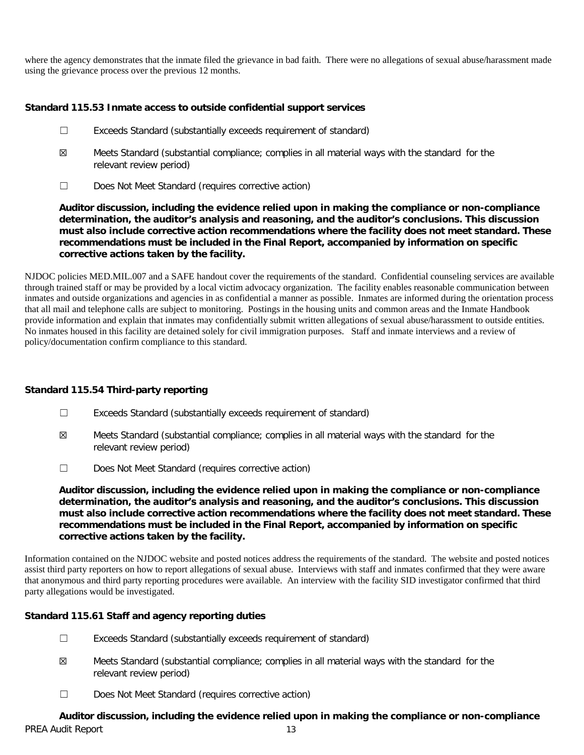where the agency demonstrates that the inmate filed the grievance in bad faith. There were no allegations of sexual abuse/harassment made using the grievance process over the previous 12 months.

**Standard 115.53 Inmate access to outside confidential support services**

☐ Exceeds Standard (substantially exceeds requirement of standard)

☒ Meets Standard (substantial compliance; complies in all material ways with the standard for the relevant review period)

☐ Does Not Meet Standard (requires corrective action)

**Auditor discussion, including the evidence relied upon in making the compliance or non-compliance determination, the auditor's analysis and reasoning, and the auditor's conclusions. This discussion must also include corrective action recommendations where the facility does not meet standard. These recommendations must be included in the Final Report, accompanied by information on specific corrective actions taken by the facility.**

NJDOC policies MED.MIL.007 and a SAFE handout cover the requirements of the standard. Confidential counseling services are available through trained staff or may be provided by a local victim advocacy organization. The facility enables reasonable communication between inmates and outside organizations and agencies in as confidential a manner as possible. Inmates are informed during the orientation process that all mail and telephone calls are subject to monitoring. Postings in the housing units and common areas and the Inmate Handbook provide information and explain that inmates may confidentially submit written allegations of sexual abuse/harassment to outside entities. No inmates housed in this facility are detained solely for civil immigration purposes. Staff and inmate interviews and a review of policy/documentation confirm compliance to this standard.

**Standard 115.54 Third-party reporting**

☐ Exceeds Standard (substantially exceeds requirement of standard)

☒ Meets Standard (substantial compliance; complies in all material ways with the standard for the relevant review period)

☐ Does Not Meet Standard (requires corrective action)

**Auditor discussion, including the evidence relied upon in making the compliance or non-compliance determination, the auditor's analysis and reasoning, and the auditor's conclusions. This discussion must also include corrective action recommendations where the facility does not meet standard. These recommendations must be included in the Final Report, accompanied by information on specific corrective actions taken by the facility.**

Information contained on the NJDOC website and posted notices address the requirements of the standard. The website and posted notices assist third party reporters on how to report allegations of sexual abuse. Interviews with staff and inmates confirmed that they were aware that anonymous and third party reporting procedures were available. An interview with the facility SID investigator confirmed that third party allegations would be investigated.

**Standard 115.61 Staff and agency reporting duties**

☐ Exceeds Standard (substantially exceeds requirement of standard)

☒ Meets Standard (substantial compliance; complies in all material ways with the standard for the relevant review period)

☐ Does Not Meet Standard (requires corrective action)

**Auditor discussion, including the evidence relied upon in making the compliance or non-compliance**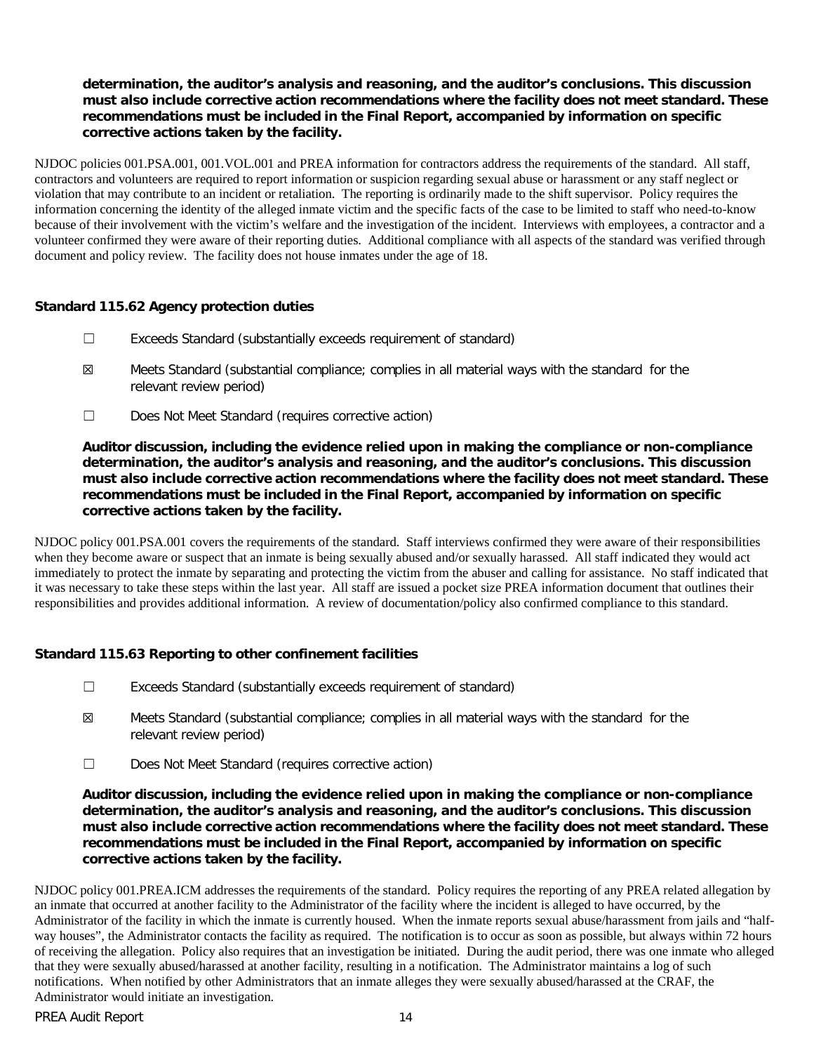**determination, the auditor's analysis and reasoning, and the auditor's conclusions. This discussion must also include corrective action recommendations where the facility does not meet standard. These recommendations must be included in the Final Report, accompanied by information on specific corrective actions taken by the facility.**

NJDOC policies 001.PSA.001, 001.VOL.001 and PREA information for contractors address the requirements of the standard. All staff, contractors and volunteers are required to report information or suspicion regarding sexual abuse or harassment or any staff neglect or violation that may contribute to an incident or retaliation. The reporting is ordinarily made to the shift supervisor. Policy requires the information concerning the identity of the alleged inmate victim and the specific facts of the case to be limited to staff who need-to-know because of their involvement with the victim's welfare and the investigation of the incident. Interviews with employees, a contractor and a volunteer confirmed they were aware of their reporting duties. Additional compliance with all aspects of the standard was verified through document and policy review. The facility does not house inmates under the age of 18.

### Standard 115.62 Agency protection duties

☐ Exceeds Standard (substantially exceeds requirement of standard)

☒ Meets Standard (substantial compliance; complies in all material ways with the standard for the relevant review period)

☐ Does Not Meet Standard (requires corrective action)

**Auditor discussion, including the evidence relied upon in making the compliance or non-compliance determination, the auditor's analysis and reasoning, and the auditor's conclusions. This discussion must also include corrective action recommendations where the facility does not meet standard. These recommendations must be included in the Final Report, accompanied by information on specific corrective actions taken by the facility.**

NJDOC policy 001.PSA.001 covers the requirements of the standard. Staff interviews confirmed they were aware of their responsibilities when they become aware or suspect that an inmate is being sexually abused and/or sexually harassed. All staff indicated they would act immediately to protect the inmate by separating and protecting the victim from the abuser and calling for assistance. No staff indicated that it was necessary to take these steps within the last year. All staff are issued a pocket size PREA information document that outlines their responsibilities and provides additional information. A review of documentation/policy also confirmed compliance to this standard.

### Standard 115.63 Reporting to other confinement facilities

☐ Exceeds Standard (substantially exceeds requirement of standard)

☒ Meets Standard (substantial compliance; complies in all material ways with the standard for the relevant review period)

☐ Does Not Meet Standard (requires corrective action)

**Auditor discussion, including the evidence relied upon in making the compliance or non-compliance determination, the auditor's analysis and reasoning, and the auditor's conclusions. This discussion must also include corrective action recommendations where the facility does not meet standard. These recommendations must be included in the Final Report, accompanied by information on specific corrective actions taken by the facility.**

NJDOC policy 001.PREA.ICM addresses the requirements of the standard. Policy requires the reporting of any PREA related allegation by an inmate that occurred at another facility to the Administrator of the facility where the incident is alleged to have occurred, by the Administrator of the facility in which the inmate is currently housed. When the inmate reports sexual abuse/harassment from jails and "half-way houses", the Administrator contacts the facility as required. The notification is to occur as soon as possible, but always within 72 hours of receiving the allegation. Policy also requires that an investigation be initiated. During the audit period, there was one inmate who alleged that they were sexually abused/harassed at another facility, resulting in a notification. The Administrator maintains a log of such notifications. When notified by other Administrators that an inmate alleges they were sexually abused/harassed at the CRAF, the Administrator would initiate an investigation.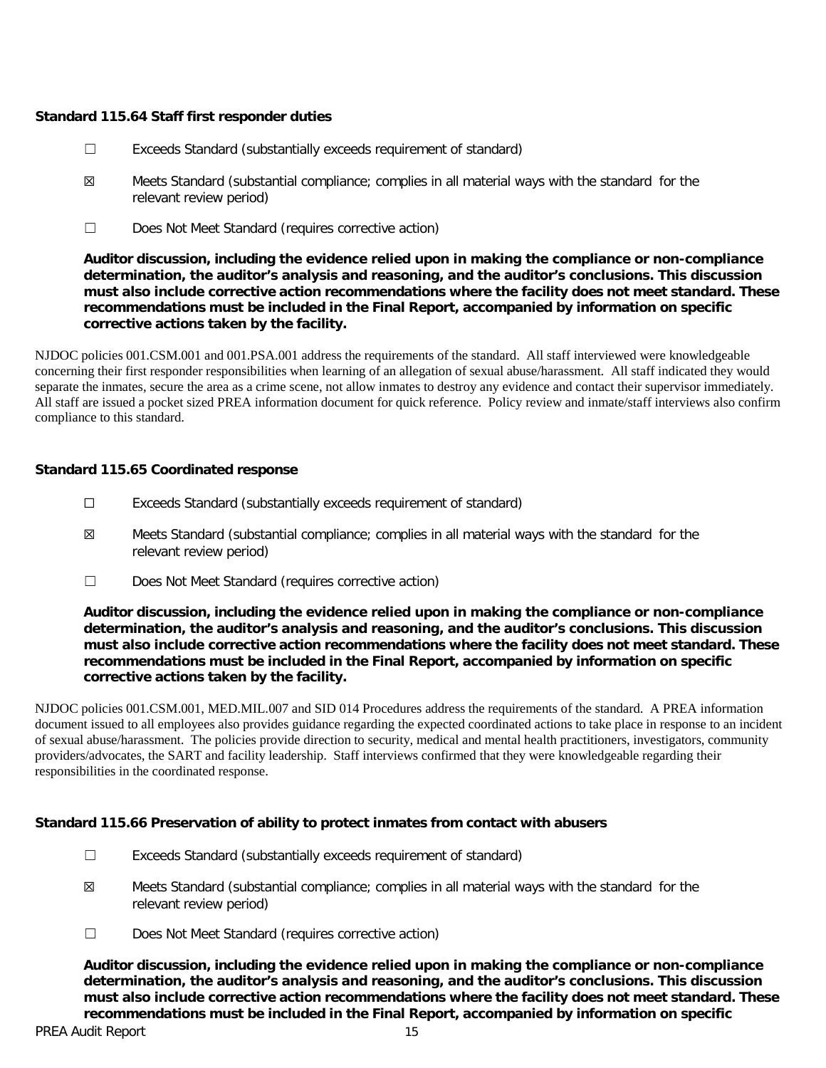**Standard 115.64 Staff first responder duties**

☐ Exceeds Standard (substantially exceeds requirement of standard)

☒ Meets Standard (substantial compliance; complies in all material ways with the standard for the relevant review period)

☐ Does Not Meet Standard (requires corrective action)

**Auditor discussion, including the evidence relied upon in making the compliance or non-compliance determination, the auditor's analysis and reasoning, and the auditor's conclusions. This discussion must also include corrective action recommendations where the facility does not meet standard. These recommendations must be included in the Final Report, accompanied by information on specific corrective actions taken by the facility.**

NJDOC policies 001.CSM.001 and 001.PSA.001 address the requirements of the standard. All staff interviewed were knowledgeable concerning their first responder responsibilities when learning of an allegation of sexual abuse/harassment. All staff indicated they would separate the inmates, secure the area as a crime scene, not allow inmates to destroy any evidence and contact their supervisor immediately. All staff are issued a pocket sized PREA information document for quick reference. Policy review and inmate/staff interviews also confirm compliance to this standard.

**Standard 115.65 Coordinated response**

☐ Exceeds Standard (substantially exceeds requirement of standard)

☒ Meets Standard (substantial compliance; complies in all material ways with the standard for the relevant review period)

☐ Does Not Meet Standard (requires corrective action)

**Auditor discussion, including the evidence relied upon in making the compliance or non-compliance determination, the auditor's analysis and reasoning, and the auditor's conclusions. This discussion must also include corrective action recommendations where the facility does not meet standard. These recommendations must be included in the Final Report, accompanied by information on specific corrective actions taken by the facility.**

NJDOC policies 001.CSM.001, MED.MIL.007 and SID 014 Procedures address the requirements of the standard. A PREA information document issued to all employees also provides guidance regarding the expected coordinated actions to take place in response to an incident of sexual abuse/harassment. The policies provide direction to security, medical and mental health practitioners, investigators, community providers/advocates, the SART and facility leadership. Staff interviews confirmed that they were knowledgeable regarding their responsibilities in the coordinated response.

**Standard 115.66 Preservation of ability to protect inmates from contact with abusers**

☐ Exceeds Standard (substantially exceeds requirement of standard)

☒ Meets Standard (substantial compliance; complies in all material ways with the standard for the relevant review period)

☐ Does Not Meet Standard (requires corrective action)

**Auditor discussion, including the evidence relied upon in making the compliance or non-compliance determination, the auditor's analysis and reasoning, and the auditor's conclusions. This discussion must also include corrective action recommendations where the facility does not meet standard. These recommendations must be included in the Final Report, accompanied by information on specific**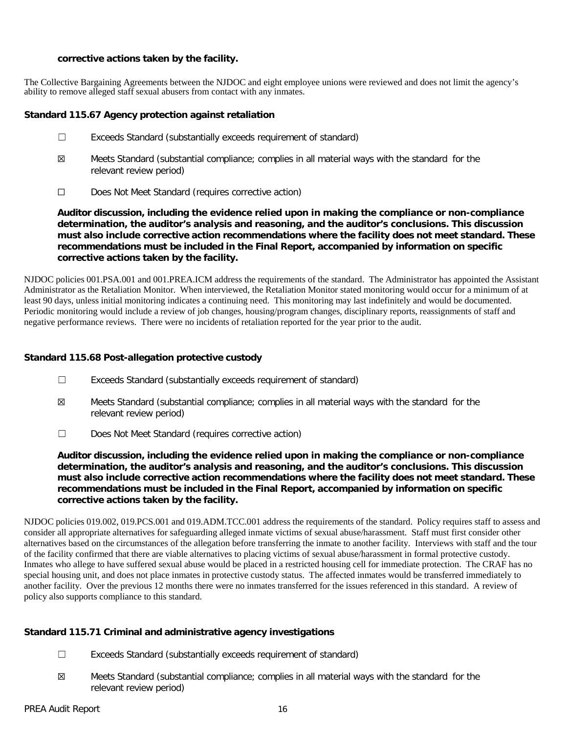**corrective actions taken by the facility.**

The Collective Bargaining Agreements between the NJDOC and eight employee unions were reviewed and does not limit the agency's ability to remove alleged staff sexual abusers from contact with any inmates.

### Standard 115.67 Agency protection against retaliation

☐ Exceeds Standard (substantially exceeds requirement of standard)

☒ Meets Standard (substantial compliance; complies in all material ways with the standard for the relevant review period)

☐ Does Not Meet Standard (requires corrective action)

**Auditor discussion, including the evidence relied upon in making the compliance or non-compliance determination, the auditor's analysis and reasoning, and the auditor's conclusions. This discussion must also include corrective action recommendations where the facility does not meet standard. These recommendations must be included in the Final Report, accompanied by information on specific corrective actions taken by the facility.**

NJDOC policies 001.PSA.001 and 001.PREA.ICM address the requirements of the standard. The Administrator has appointed the Assistant Administrator as the Retaliation Monitor. When interviewed, the Retaliation Monitor stated monitoring would occur for a minimum of at least 90 days, unless initial monitoring indicates a continuing need. This monitoring may last indefinitely and would be documented. Periodic monitoring would include a review of job changes, housing/program changes, disciplinary reports, reassignments of staff and negative performance reviews. There were no incidents of retaliation reported for the year prior to the audit.

### Standard 115.68 Post-allegation protective custody

☐ Exceeds Standard (substantially exceeds requirement of standard)

☒ Meets Standard (substantial compliance; complies in all material ways with the standard for the relevant review period)

☐ Does Not Meet Standard (requires corrective action)

**Auditor discussion, including the evidence relied upon in making the compliance or non-compliance determination, the auditor's analysis and reasoning, and the auditor's conclusions. This discussion must also include corrective action recommendations where the facility does not meet standard. These recommendations must be included in the Final Report, accompanied by information on specific corrective actions taken by the facility.**

NJDOC policies 019.002, 019.PCS.001 and 019.ADM.TCC.001 address the requirements of the standard. Policy requires staff to assess and consider all appropriate alternatives for safeguarding alleged inmate victims of sexual abuse/harassment. Staff must first consider other alternatives based on the circumstances of the allegation before transferring the inmate to another facility. Interviews with staff and the tour of the facility confirmed that there are viable alternatives to placing victims of sexual abuse/harassment in formal protective custody. Inmates who allege to have suffered sexual abuse would be placed in a restricted housing cell for immediate protection. The CRAF has no special housing unit, and does not place inmates in protective custody status. The affected inmates would be transferred immediately to another facility. Over the previous 12 months there were no inmates transferred for the issues referenced in this standard. A review of policy also supports compliance to this standard.

### Standard 115.71 Criminal and administrative agency investigations

☐ Exceeds Standard (substantially exceeds requirement of standard)

☒ Meets Standard (substantial compliance; complies in all material ways with the standard for the relevant review period)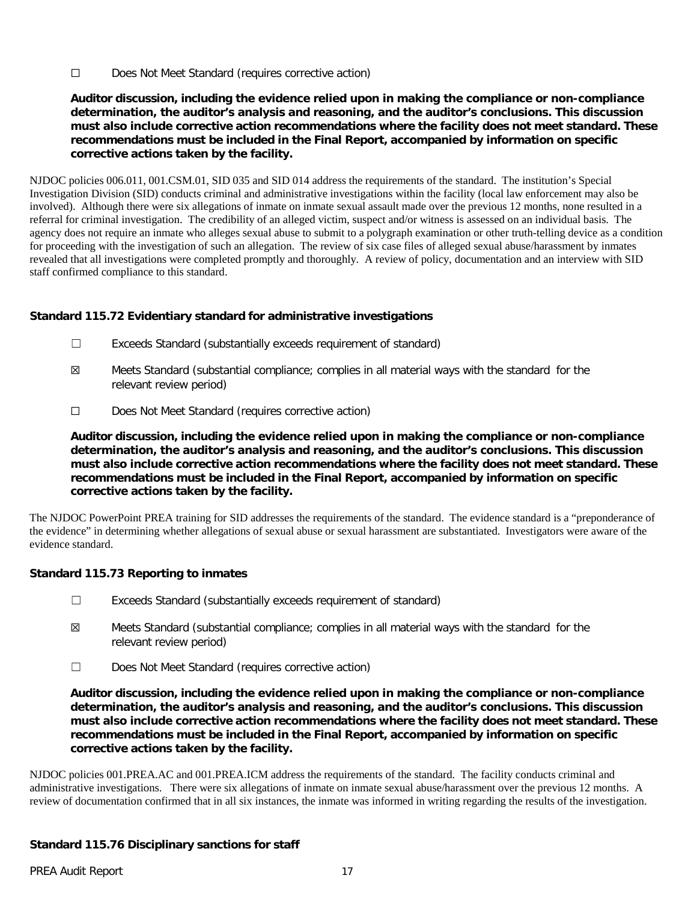☐ Does Not Meet Standard (requires corrective action)

**Auditor discussion, including the evidence relied upon in making the compliance or non-compliance determination, the auditor's analysis and reasoning, and the auditor's conclusions. This discussion must also include corrective action recommendations where the facility does not meet standard. These recommendations must be included in the Final Report, accompanied by information on specific corrective actions taken by the facility.**

NJDOC policies 006.011, 001.CSM.01, SID 035 and SID 014 address the requirements of the standard. The institution's Special Investigation Division (SID) conducts criminal and administrative investigations within the facility (local law enforcement may also be involved). Although there were six allegations of inmate on inmate sexual assault made over the previous 12 months, none resulted in a referral for criminal investigation. The credibility of an alleged victim, suspect and/or witness is assessed on an individual basis. The agency does not require an inmate who alleges sexual abuse to submit to a polygraph examination or other truth-telling device as a condition for proceeding with the investigation of such an allegation. The review of six case files of alleged sexual abuse/harassment by inmates revealed that all investigations were completed promptly and thoroughly. A review of policy, documentation and an interview with SID staff confirmed compliance to this standard.

**Standard 115.72 Evidentiary standard for administrative investigations**

☐ Exceeds Standard (substantially exceeds requirement of standard)

☒ Meets Standard (substantial compliance; complies in all material ways with the standard for the relevant review period)

☐ Does Not Meet Standard (requires corrective action)

**Auditor discussion, including the evidence relied upon in making the compliance or non-compliance determination, the auditor's analysis and reasoning, and the auditor's conclusions. This discussion must also include corrective action recommendations where the facility does not meet standard. These recommendations must be included in the Final Report, accompanied by information on specific corrective actions taken by the facility.**

The NJDOC PowerPoint PREA training for SID addresses the requirements of the standard. The evidence standard is a "preponderance of the evidence" in determining whether allegations of sexual abuse or sexual harassment are substantiated. Investigators were aware of the evidence standard.

**Standard 115.73 Reporting to inmates**

☐ Exceeds Standard (substantially exceeds requirement of standard)

☒ Meets Standard (substantial compliance; complies in all material ways with the standard for the relevant review period)

☐ Does Not Meet Standard (requires corrective action)

**Auditor discussion, including the evidence relied upon in making the compliance or non-compliance determination, the auditor's analysis and reasoning, and the auditor's conclusions. This discussion must also include corrective action recommendations where the facility does not meet standard. These recommendations must be included in the Final Report, accompanied by information on specific corrective actions taken by the facility.**

NJDOC policies 001.PREA.AC and 001.PREA.ICM address the requirements of the standard. The facility conducts criminal and administrative investigations. There were six allegations of inmate on inmate sexual abuse/harassment over the previous 12 months. A review of documentation confirmed that in all six instances, the inmate was informed in writing regarding the results of the investigation.

**Standard 115.76 Disciplinary sanctions for staff**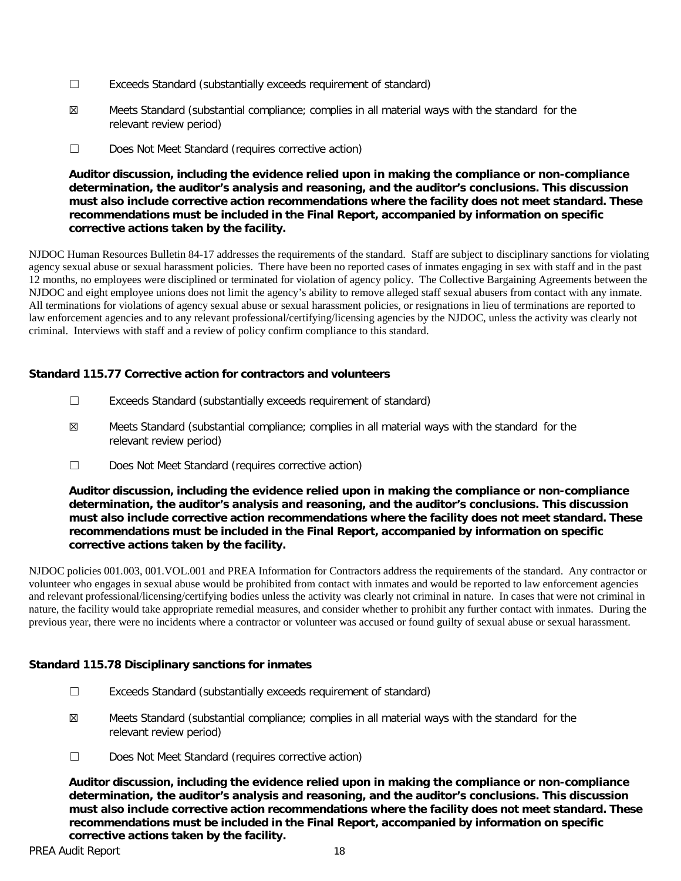☐ Exceeds Standard (substantially exceeds requirement of standard)

☒ Meets Standard (substantial compliance; complies in all material ways with the standard for the relevant review period)

☐ Does Not Meet Standard (requires corrective action)

**Auditor discussion, including the evidence relied upon in making the compliance or non-compliance determination, the auditor's analysis and reasoning, and the auditor's conclusions. This discussion must also include corrective action recommendations where the facility does not meet standard. These recommendations must be included in the Final Report, accompanied by information on specific corrective actions taken by the facility.**

NJDOC Human Resources Bulletin 84-17 addresses the requirements of the standard. Staff are subject to disciplinary sanctions for violating agency sexual abuse or sexual harassment policies. There have been no reported cases of inmates engaging in sex with staff and in the past 12 months, no employees were disciplined or terminated for violation of agency policy. The Collective Bargaining Agreements between the NJDOC and eight employee unions does not limit the agency's ability to remove alleged staff sexual abusers from contact with any inmate. All terminations for violations of agency sexual abuse or sexual harassment policies, or resignations in lieu of terminations are reported to law enforcement agencies and to any relevant professional/certifying/licensing agencies by the NJDOC, unless the activity was clearly not criminal. Interviews with staff and a review of policy confirm compliance to this standard.

### Standard 115.77 Corrective action for contractors and volunteers

☐ Exceeds Standard (substantially exceeds requirement of standard)

☒ Meets Standard (substantial compliance; complies in all material ways with the standard for the relevant review period)

☐ Does Not Meet Standard (requires corrective action)

**Auditor discussion, including the evidence relied upon in making the compliance or non-compliance determination, the auditor's analysis and reasoning, and the auditor's conclusions. This discussion must also include corrective action recommendations where the facility does not meet standard. These recommendations must be included in the Final Report, accompanied by information on specific corrective actions taken by the facility.**

NJDOC policies 001.003, 001.VOL.001 and PREA Information for Contractors address the requirements of the standard. Any contractor or volunteer who engages in sexual abuse would be prohibited from contact with inmates and would be reported to law enforcement agencies and relevant professional/licensing/certifying bodies unless the activity was clearly not criminal in nature. In cases that were not criminal in nature, the facility would take appropriate remedial measures, and consider whether to prohibit any further contact with inmates. During the previous year, there were no incidents where a contractor or volunteer was accused or found guilty of sexual abuse or sexual harassment.

### Standard 115.78 Disciplinary sanctions for inmates

☐ Exceeds Standard (substantially exceeds requirement of standard)

☒ Meets Standard (substantial compliance; complies in all material ways with the standard for the relevant review period)

☐ Does Not Meet Standard (requires corrective action)

**Auditor discussion, including the evidence relied upon in making the compliance or non-compliance determination, the auditor's analysis and reasoning, and the auditor's conclusions. This discussion must also include corrective action recommendations where the facility does not meet standard. These recommendations must be included in the Final Report, accompanied by information on specific corrective actions taken by the facility.**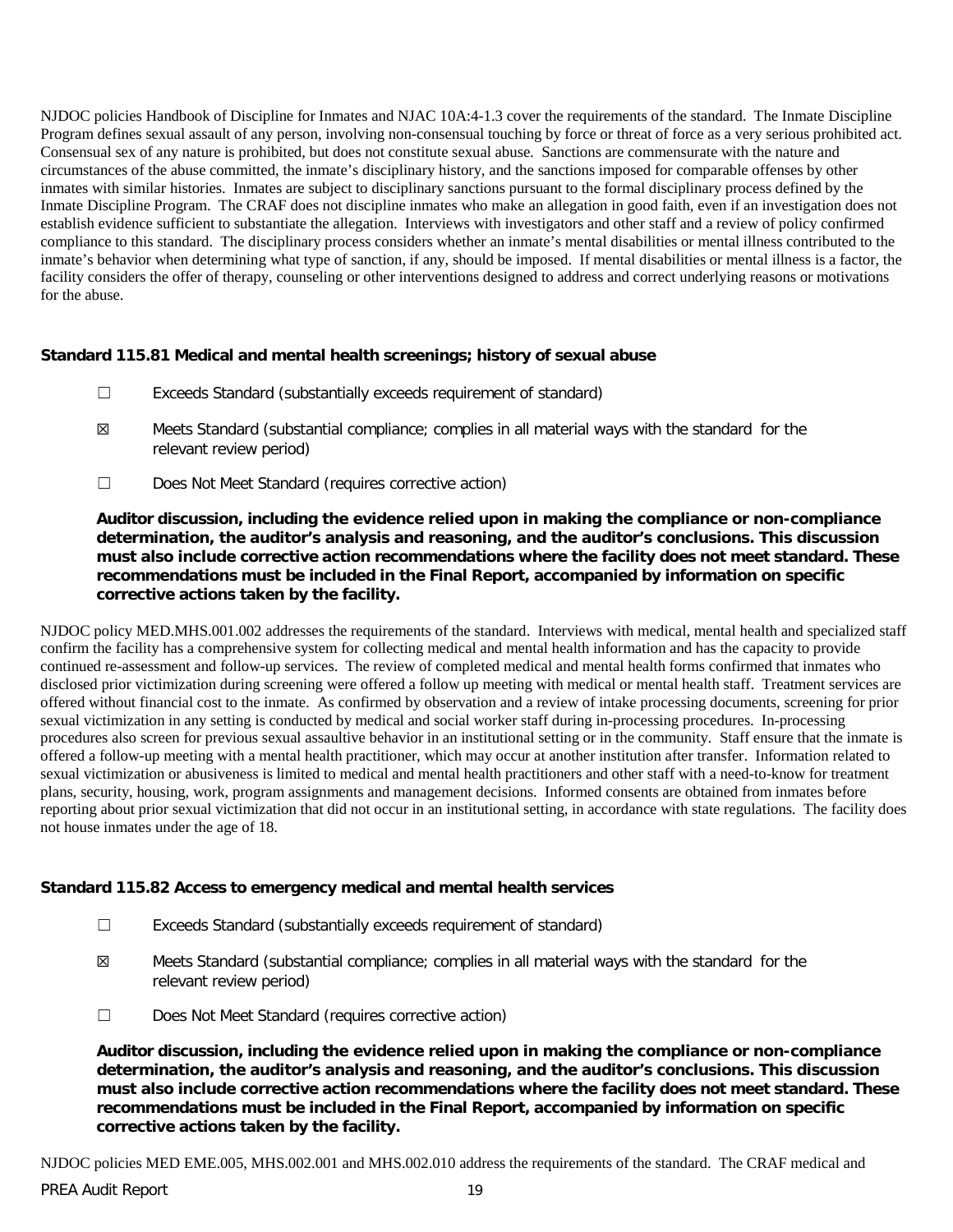NJDOC policies Handbook of Discipline for Inmates and NJAC 10A:4-1.3 cover the requirements of the standard. The Inmate Discipline Program defines sexual assault of any person, involving non-consensual touching by force or threat of force as a very serious prohibited act. Consensual sex of any nature is prohibited, but does not constitute sexual abuse. Sanctions are commensurate with the nature and circumstances of the abuse committed, the inmate's disciplinary history, and the sanctions imposed for comparable offenses by other inmates with similar histories. Inmates are subject to disciplinary sanctions pursuant to the formal disciplinary process defined by the Inmate Discipline Program. The CRAF does not discipline inmates who make an allegation in good faith, even if an investigation does not establish evidence sufficient to substantiate the allegation. Interviews with investigators and other staff and a review of policy confirmed compliance to this standard. The disciplinary process considers whether an inmate's mental disabilities or mental illness contributed to the inmate's behavior when determining what type of sanction, if any, should be imposed. If mental disabilities or mental illness is a factor, the facility considers the offer of therapy, counseling or other interventions designed to address and correct underlying reasons or motivations for the abuse.

### Standard 115.81 Medical and mental health screenings; history of sexual abuse

☐ Exceeds Standard (substantially exceeds requirement of standard)

☒ Meets Standard (substantial compliance; complies in all material ways with the standard for the relevant review period)

☐ Does Not Meet Standard (requires corrective action)

**Auditor discussion, including the evidence relied upon in making the compliance or non-compliance determination, the auditor's analysis and reasoning, and the auditor's conclusions. This discussion must also include corrective action recommendations where the facility does not meet standard. These recommendations must be included in the Final Report, accompanied by information on specific corrective actions taken by the facility.**

NJDOC policy MED.MHS.001.002 addresses the requirements of the standard. Interviews with medical, mental health and specialized staff confirm the facility has a comprehensive system for collecting medical and mental health information and has the capacity to provide continued re-assessment and follow-up services. The review of completed medical and mental health forms confirmed that inmates who disclosed prior victimization during screening were offered a follow up meeting with medical or mental health staff. Treatment services are offered without financial cost to the inmate. As confirmed by observation and a review of intake processing documents, screening for prior sexual victimization in any setting is conducted by medical and social worker staff during in-processing procedures. In-processing procedures also screen for previous sexual assaultive behavior in an institutional setting or in the community. Staff ensure that the inmate is offered a follow-up meeting with a mental health practitioner, which may occur at another institution after transfer. Information related to sexual victimization or abusiveness is limited to medical and mental health practitioners and other staff with a need-to-know for treatment plans, security, housing, work, program assignments and management decisions. Informed consents are obtained from inmates before reporting about prior sexual victimization that did not occur in an institutional setting, in accordance with state regulations. The facility does not house inmates under the age of 18.

### Standard 115.82 Access to emergency medical and mental health services

☐ Exceeds Standard (substantially exceeds requirement of standard)

☒ Meets Standard (substantial compliance; complies in all material ways with the standard for the relevant review period)

☐ Does Not Meet Standard (requires corrective action)

**Auditor discussion, including the evidence relied upon in making the compliance or non-compliance determination, the auditor's analysis and reasoning, and the auditor's conclusions. This discussion must also include corrective action recommendations where the facility does not meet standard. These recommendations must be included in the Final Report, accompanied by information on specific corrective actions taken by the facility.**

NJDOC policies MED EME.005, MHS.002.001 and MHS.002.010 address the requirements of the standard. The CRAF medical and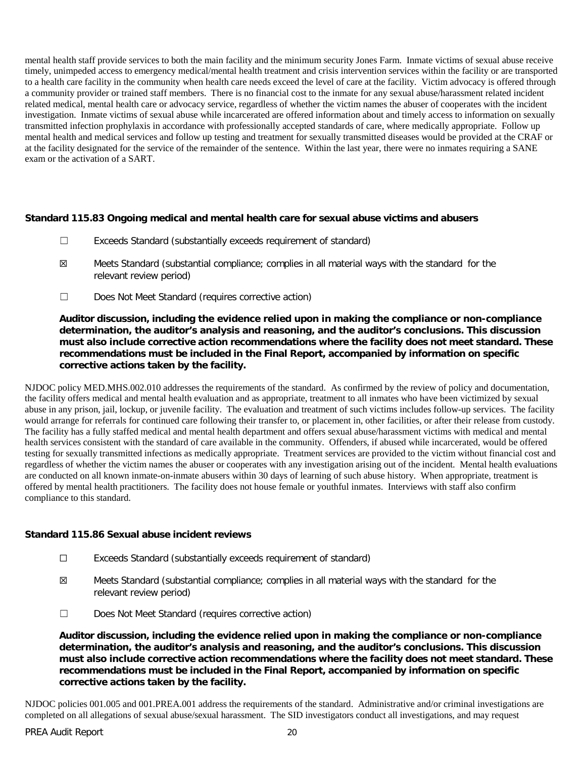mental health staff provide services to both the main facility and the minimum security Jones Farm. Inmate victims of sexual abuse receive timely, unimpeded access to emergency medical/mental health treatment and crisis intervention services within the facility or are transported to a health care facility in the community when health care needs exceed the level of care at the facility. Victim advocacy is offered through a community provider or trained staff members. There is no financial cost to the inmate for any sexual abuse/harassment related incident related medical, mental health care or advocacy service, regardless of whether the victim names the abuser of cooperates with the incident investigation. Inmate victims of sexual abuse while incarcerated are offered information about and timely access to information on sexually transmitted infection prophylaxis in accordance with professionally accepted standards of care, where medically appropriate. Follow up mental health and medical services and follow up testing and treatment for sexually transmitted diseases would be provided at the CRAF or at the facility designated for the service of the remainder of the sentence. Within the last year, there were no inmates requiring a SANE exam or the activation of a SART.

### Standard 115.83 Ongoing medical and mental health care for sexual abuse victims and abusers

☐ Exceeds Standard (substantially exceeds requirement of standard)

☒ Meets Standard (substantial compliance; complies in all material ways with the standard for the relevant review period)

☐ Does Not Meet Standard (requires corrective action)

**Auditor discussion, including the evidence relied upon in making the compliance or non-compliance determination, the auditor's analysis and reasoning, and the auditor's conclusions. This discussion must also include corrective action recommendations where the facility does not meet standard. These recommendations must be included in the Final Report, accompanied by information on specific corrective actions taken by the facility.**

NJDOC policy MED.MHS.002.010 addresses the requirements of the standard. As confirmed by the review of policy and documentation, the facility offers medical and mental health evaluation and as appropriate, treatment to all inmates who have been victimized by sexual abuse in any prison, jail, lockup, or juvenile facility. The evaluation and treatment of such victims includes follow-up services. The facility would arrange for referrals for continued care following their transfer to, or placement in, other facilities, or after their release from custody. The facility has a fully staffed medical and mental health department and offers sexual abuse/harassment victims with medical and mental health services consistent with the standard of care available in the community. Offenders, if abused while incarcerated, would be offered testing for sexually transmitted infections as medically appropriate. Treatment services are provided to the victim without financial cost and regardless of whether the victim names the abuser or cooperates with any investigation arising out of the incident. Mental health evaluations are conducted on all known inmate-on-inmate abusers within 30 days of learning of such abuse history. When appropriate, treatment is offered by mental health practitioners. The facility does not house female or youthful inmates. Interviews with staff also confirm compliance to this standard.

### Standard 115.86 Sexual abuse incident reviews

☐ Exceeds Standard (substantially exceeds requirement of standard)

☒ Meets Standard (substantial compliance; complies in all material ways with the standard for the relevant review period)

☐ Does Not Meet Standard (requires corrective action)

**Auditor discussion, including the evidence relied upon in making the compliance or non-compliance determination, the auditor's analysis and reasoning, and the auditor's conclusions. This discussion must also include corrective action recommendations where the facility does not meet standard. These recommendations must be included in the Final Report, accompanied by information on specific corrective actions taken by the facility.**

NJDOC policies 001.005 and 001.PREA.001 address the requirements of the standard. Administrative and/or criminal investigations are completed on all allegations of sexual abuse/sexual harassment. The SID investigators conduct all investigations, and may request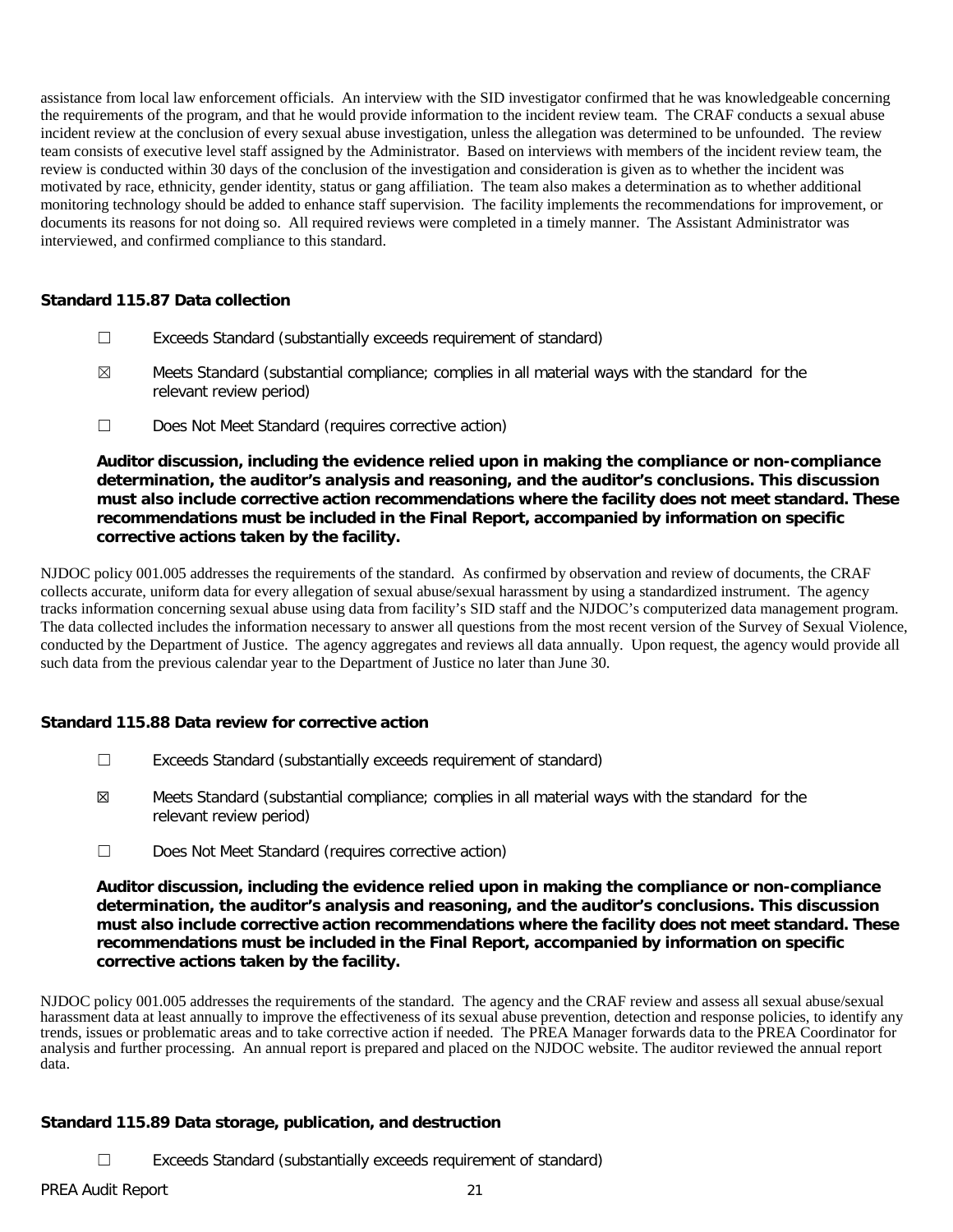assistance from local law enforcement officials. An interview with the SID investigator confirmed that he was knowledgeable concerning the requirements of the program, and that he would provide information to the incident review team. The CRAF conducts a sexual abuse incident review at the conclusion of every sexual abuse investigation, unless the allegation was determined to be unfounded. The review team consists of executive level staff assigned by the Administrator. Based on interviews with members of the incident review team, the review is conducted within 30 days of the conclusion of the investigation and consideration is given as to whether the incident was motivated by race, ethnicity, gender identity, status or gang affiliation. The team also makes a determination as to whether additional monitoring technology should be added to enhance staff supervision. The facility implements the recommendations for improvement, or documents its reasons for not doing so. All required reviews were completed in a timely manner. The Assistant Administrator was interviewed, and confirmed compliance to this standard.

**Standard 115.87 Data collection**

☐ Exceeds Standard (substantially exceeds requirement of standard)

☒ Meets Standard (substantial compliance; complies in all material ways with the standard for the relevant review period)

☐ Does Not Meet Standard (requires corrective action)

**Auditor discussion, including the evidence relied upon in making the compliance or non-compliance determination, the auditor's analysis and reasoning, and the auditor's conclusions. This discussion must also include corrective action recommendations where the facility does not meet standard. These recommendations must be included in the Final Report, accompanied by information on specific corrective actions taken by the facility.**

NJDOC policy 001.005 addresses the requirements of the standard. As confirmed by observation and review of documents, the CRAF collects accurate, uniform data for every allegation of sexual abuse/sexual harassment by using a standardized instrument. The agency tracks information concerning sexual abuse using data from facility's SID staff and the NJDOC's computerized data management program. The data collected includes the information necessary to answer all questions from the most recent version of the Survey of Sexual Violence, conducted by the Department of Justice. The agency aggregates and reviews all data annually. Upon request, the agency would provide all such data from the previous calendar year to the Department of Justice no later than June 30.

**Standard 115.88 Data review for corrective action**

☐ Exceeds Standard (substantially exceeds requirement of standard)

☒ Meets Standard (substantial compliance; complies in all material ways with the standard for the relevant review period)

☐ Does Not Meet Standard (requires corrective action)

**Auditor discussion, including the evidence relied upon in making the compliance or non-compliance determination, the auditor's analysis and reasoning, and the auditor's conclusions. This discussion must also include corrective action recommendations where the facility does not meet standard. These recommendations must be included in the Final Report, accompanied by information on specific corrective actions taken by the facility.**

NJDOC policy 001.005 addresses the requirements of the standard. The agency and the CRAF review and assess all sexual abuse/sexual harassment data at least annually to improve the effectiveness of its sexual abuse prevention, detection and response policies, to identify any trends, issues or problematic areas and to take corrective action if needed. The PREA Manager forwards data to the PREA Coordinator for analysis and further processing. An annual report is prepared and placed on the NJDOC website. The auditor reviewed the annual report data.

**Standard 115.89 Data storage, publication, and destruction**

☐ Exceeds Standard (substantially exceeds requirement of standard)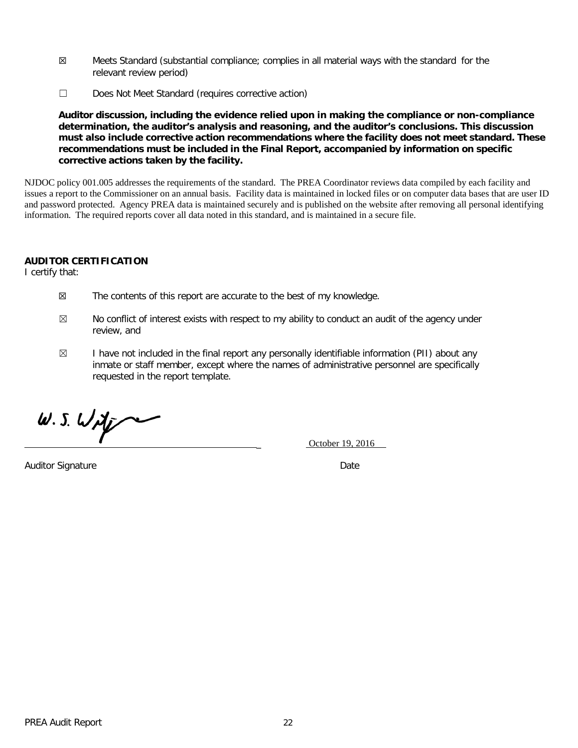☒ Meets Standard (substantial compliance; complies in all material ways with the standard for the relevant review period)

☐ Does Not Meet Standard (requires corrective action)

**Auditor discussion, including the evidence relied upon in making the compliance or non-compliance determination, the auditor's analysis and reasoning, and the auditor's conclusions. This discussion must also include corrective action recommendations where the facility does not meet standard. These recommendations must be included in the Final Report, accompanied by information on specific corrective actions taken by the facility.**

NJDOC policy 001.005 addresses the requirements of the standard. The PREA Coordinator reviews data compiled by each facility and issues a report to the Commissioner on an annual basis. Facility data is maintained in locked files or on computer data bases that are user ID and password protected. Agency PREA data is maintained securely and is published on the website after removing all personal identifying information. The required reports cover all data noted in this standard, and is maintained in a secure file.

**AUDITOR CERTIFICATION**

I certify that:

☒ The contents of this report are accurate to the best of my knowledge.

☒ No conflict of interest exists with respect to my ability to conduct an audit of the agency under review, and

☒ I have not included in the final report any personally identifiable information (PII) about any inmate or staff member, except where the names of administrative personnel are specifically requested in the report template.

W. S. Wit

Auditor Signature

October 19, 2016

Date